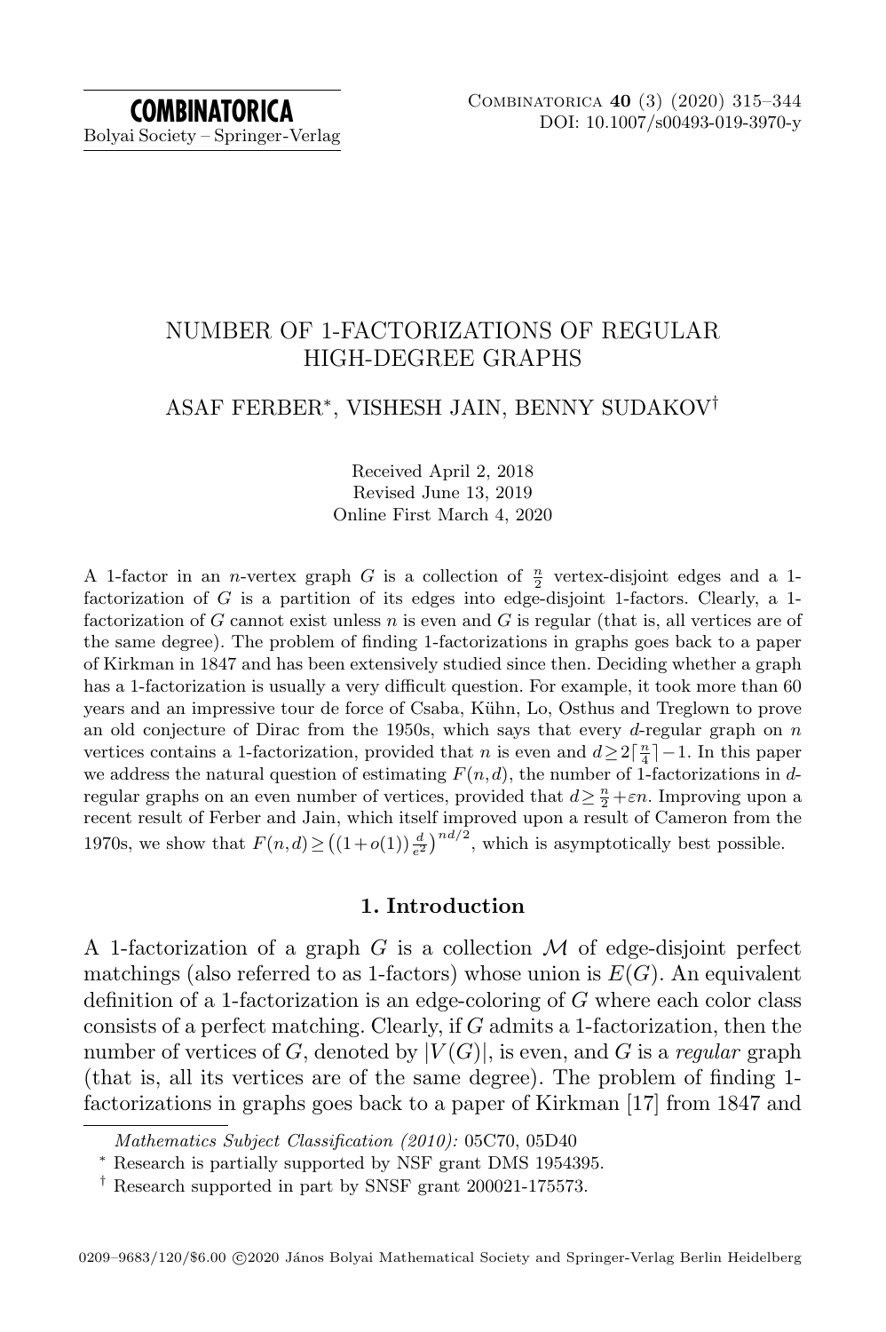# NUMBER OF 1-FACTORIZATIONS OF REGULAR HIGH-DEGREE GRAPHS

ASAF FERBER*, VISHESH JAIN, BENNY SUDAKOV†

Received April 2, 2018
Revised June 13, 2019
Online First March 4, 2020

A 1-factor in an $n$-vertex graph $G$ is a collection of $\frac{n}{2}$ vertex-disjoint edges and a 1-factorization of $G$ is a partition of its edges into edge-disjoint 1-factors. Clearly, a 1-factorization of $G$ cannot exist unless $n$ is even and $G$ is regular (that is, all vertices are of the same degree). The problem of finding 1-factorizations in graphs goes back to a paper of Kirkman in 1847 and has been extensively studied since then. Deciding whether a graph has a 1-factorization is usually a very difficult question. For example, it took more than 60 years and an impressive tour de force of Csaba, Kühn, Lo, Osthus and Treglown to prove an old conjecture of Dirac from the 1950s, which says that every $d$-regular graph on $n$ vertices contains a 1-factorization, provided that $n$ is even and $d \geq 2\lceil \frac{n}{4} \rceil - 1$. In this paper we address the natural question of estimating $F(n,d)$, the number of 1-factorizations in $d$-regular graphs on an even number of vertices, provided that $d \geq \frac{n}{2} + \varepsilon n$. Improving upon a recent result of Ferber and Jain, which itself improved upon a result of Cameron from the 1970s, we show that $F(n,d) \geq \left((1+o(1))\frac{d}{e^2}\right)^{nd/2}$, which is asymptotically best possible.

## 1. Introduction

A 1-factorization of a graph $G$ is a collection $\mathcal{M}$ of edge-disjoint perfect matchings (also referred to as 1-factors) whose union is $E(G)$. An equivalent definition of a 1-factorization is an edge-coloring of $G$ where each color class consists of a perfect matching. Clearly, if $G$ admits a 1-factorization, then the number of vertices of $G$, denoted by $|V(G)|$, is even, and $G$ is a *regular* graph (that is, all its vertices are of the same degree). The problem of finding 1-factorizations in graphs goes back to a paper of Kirkman [17] from 1847 and

*Mathematics Subject Classification (2010):* 05C70, 05D40

* Research is partially supported by NSF grant DMS 1954395.

† Research supported in part by SNSF grant 200021-175573.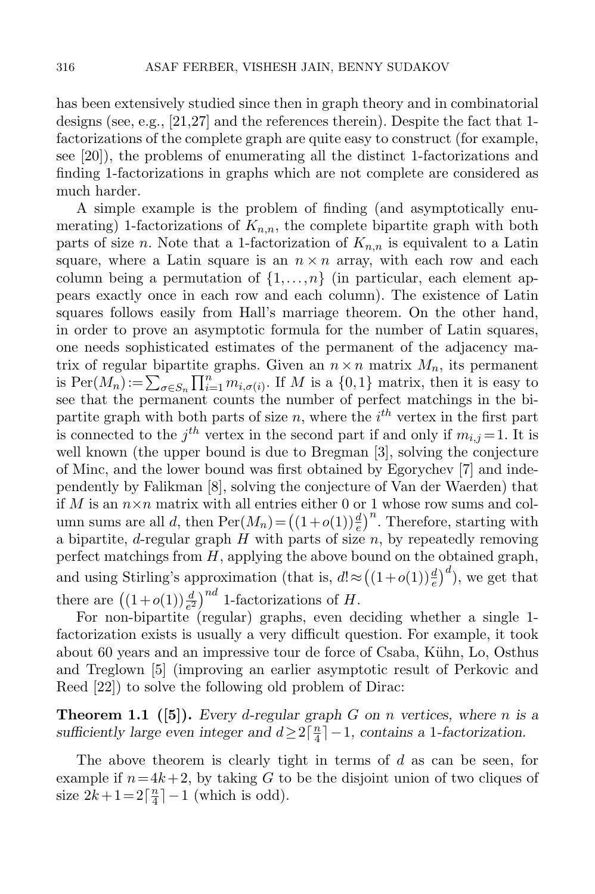has been extensively studied since then in graph theory and in combinatorial designs (see, e.g., [21,27] and the references therein). Despite the fact that 1-factorizations of the complete graph are quite easy to construct (for example, see [20]), the problems of enumerating all the distinct 1-factorizations and finding 1-factorizations in graphs which are not complete are considered as much harder.

A simple example is the problem of finding (and asymptotically enumerating) 1-factorizations of $K_{n,n}$, the complete bipartite graph with both parts of size $n$. Note that a 1-factorization of $K_{n,n}$ is equivalent to a Latin square, where a Latin square is an $n \times n$ array, with each row and each column being a permutation of $\{1,\ldots,n\}$ (in particular, each element appears exactly once in each row and each column). The existence of Latin squares follows easily from Hall's marriage theorem. On the other hand, in order to prove an asymptotic formula for the number of Latin squares, one needs sophisticated estimates of the permanent of the adjacency matrix of regular bipartite graphs. Given an $n \times n$ matrix $M_n$, its permanent is $\mathrm{Per}(M_n) := \sum_{\sigma \in S_n} \prod_{i=1}^{n} m_{i,\sigma(i)}$. If $M$ is a $\{0,1\}$ matrix, then it is easy to see that the permanent counts the number of perfect matchings in the bipartite graph with both parts of size $n$, where the $i^{th}$ vertex in the first part is connected to the $j^{th}$ vertex in the second part if and only if $m_{i,j} = 1$. It is well known (the upper bound is due to Bregman [3], solving the conjecture of Minc, and the lower bound was first obtained by Egorychev [7] and independently by Falikman [8], solving the conjecture of Van der Waerden) that if $M$ is an $n \times n$ matrix with all entries either 0 or 1 whose row sums and column sums are all $d$, then $\mathrm{Per}(M_n) = \left((1+o(1))\frac{d}{e}\right)^n$. Therefore, starting with a bipartite, $d$-regular graph $H$ with parts of size $n$, by repeatedly removing perfect matchings from $H$, applying the above bound on the obtained graph, and using Stirling's approximation (that is, $d! \approx \left((1+o(1))\frac{d}{e}\right)^d$), we get that there are $\left((1+o(1))\frac{d}{e^2}\right)^{nd}$ 1-factorizations of $H$.

For non-bipartite (regular) graphs, even deciding whether a single 1-factorization exists is usually a very difficult question. For example, it took about 60 years and an impressive tour de force of Csaba, Kühn, Lo, Osthus and Treglown [5] (improving an earlier asymptotic result of Perkovic and Reed [22]) to solve the following old problem of Dirac:

**Theorem 1.1 ([5]).** *Every $d$-regular graph $G$ on $n$ vertices, where $n$ is a sufficiently large even integer and $d \geq 2\lceil \frac{n}{4} \rceil - 1$, contains a 1-factorization.*

The above theorem is clearly tight in terms of $d$ as can be seen, for example if $n = 4k+2$, by taking $G$ to be the disjoint union of two cliques of size $2k+1 = 2\lceil \frac{n}{4} \rceil - 1$ (which is odd).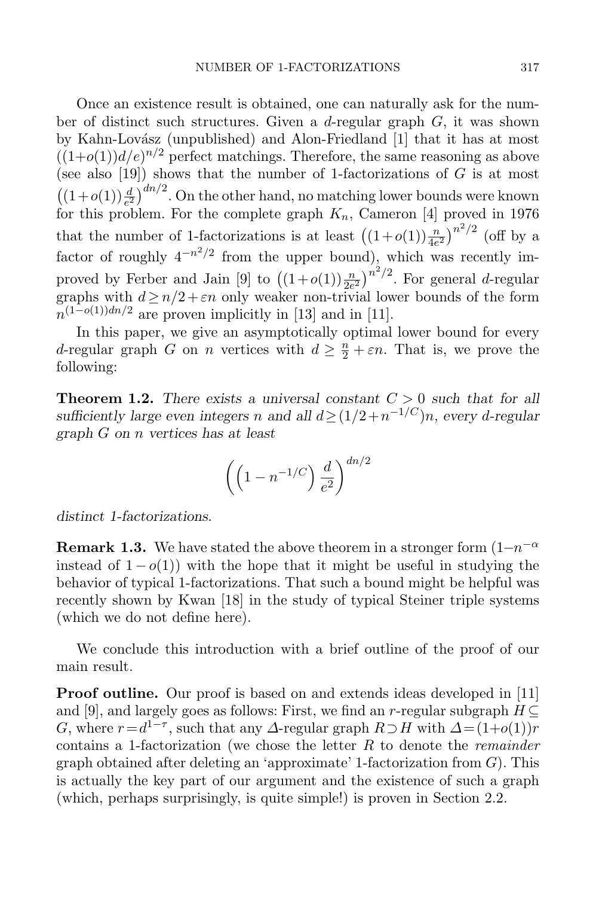Once an existence result is obtained, one can naturally ask for the number of distinct such structures. Given a $d$-regular graph $G$, it was shown by Kahn-Lovász (unpublished) and Alon-Friedland [1] that it has at most $((1+o(1))d/e)^{n/2}$ perfect matchings. Therefore, the same reasoning as above (see also [19]) shows that the number of 1-factorizations of $G$ is at most $\left((1+o(1))\frac{d}{e^2}\right)^{dn/2}$. On the other hand, no matching lower bounds were known for this problem. For the complete graph $K_n$, Cameron [4] proved in 1976 that the number of 1-factorizations is at least $\left((1+o(1))\frac{n}{4e^2}\right)^{n^2/2}$ (off by a factor of roughly $4^{-n^2/2}$ from the upper bound), which was recently improved by Ferber and Jain [9] to $\left((1+o(1))\frac{n}{2e^2}\right)^{n^2/2}$. For general $d$-regular graphs with $d \geq n/2+\varepsilon n$ only weaker non-trivial lower bounds of the form $n^{(1-o(1))dn/2}$ are proven implicitly in [13] and in [11].

In this paper, we give an asymptotically optimal lower bound for every $d$-regular graph $G$ on $n$ vertices with $d \geq \frac{n}{2} + \varepsilon n$. That is, we prove the following:

**Theorem 1.2.** *There exists a universal constant $C > 0$ such that for all sufficiently large even integers $n$ and all $d \geq (1/2 + n^{-1/C})n$, every $d$-regular graph $G$ on $n$ vertices has at least*

$$\left(\left(1 - n^{-1/C}\right)\frac{d}{e^2}\right)^{dn/2}$$

*distinct 1-factorizations.*

**Remark 1.3.** We have stated the above theorem in a stronger form ($1-n^{-\alpha}$ instead of $1-o(1)$) with the hope that it might be useful in studying the behavior of typical 1-factorizations. That such a bound might be helpful was recently shown by Kwan [18] in the study of typical Steiner triple systems (which we do not define here).

We conclude this introduction with a brief outline of the proof of our main result.

**Proof outline.** Our proof is based on and extends ideas developed in [11] and [9], and largely goes as follows: First, we find an $r$-regular subgraph $H \subseteq G$, where $r = d^{1-\tau}$, such that any $\Delta$-regular graph $R \supset H$ with $\Delta = (1+o(1))r$ contains a 1-factorization (we chose the letter $R$ to denote the *remainder* graph obtained after deleting an 'approximate' 1-factorization from $G$). This is actually the key part of our argument and the existence of such a graph (which, perhaps surprisingly, is quite simple!) is proven in Section 2.2.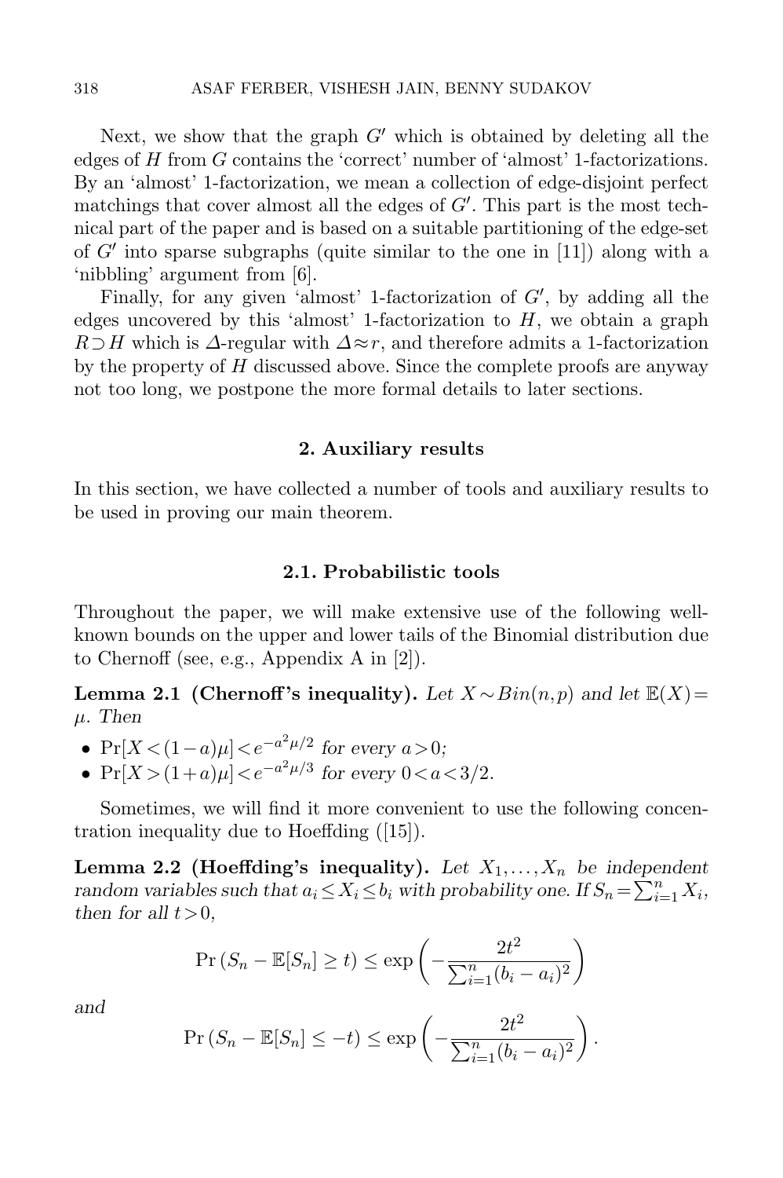Next, we show that the graph $G'$ which is obtained by deleting all the edges of $H$ from $G$ contains the 'correct' number of 'almost' 1-factorizations. By an 'almost' 1-factorization, we mean a collection of edge-disjoint perfect matchings that cover almost all the edges of $G'$. This part is the most technical part of the paper and is based on a suitable partitioning of the edge-set of $G'$ into sparse subgraphs (quite similar to the one in [11]) along with a 'nibbling' argument from [6].

Finally, for any given 'almost' 1-factorization of $G'$, by adding all the edges uncovered by this 'almost' 1-factorization to $H$, we obtain a graph $R \supset H$ which is $\Delta$-regular with $\Delta \approx r$, and therefore admits a 1-factorization by the property of $H$ discussed above. Since the complete proofs are anyway not too long, we postpone the more formal details to later sections.

## 2. Auxiliary results

In this section, we have collected a number of tools and auxiliary results to be used in proving our main theorem.

### 2.1. Probabilistic tools

Throughout the paper, we will make extensive use of the following well-known bounds on the upper and lower tails of the Binomial distribution due to Chernoff (see, e.g., Appendix A in [2]).

**Lemma 2.1 (Chernoff's inequality).** *Let $X \sim Bin(n,p)$ and let $\mathbb{E}(X) = \mu$. Then*

- $\Pr[X < (1-a)\mu] < e^{-a^2\mu/2}$ *for every $a > 0$;*
- $\Pr[X > (1+a)\mu] < e^{-a^2\mu/3}$ *for every $0 < a < 3/2$.*

Sometimes, we will find it more convenient to use the following concentration inequality due to Hoeffding ([15]).

**Lemma 2.2 (Hoeffding's inequality).** *Let $X_1, \ldots, X_n$ be independent random variables such that $a_i \le X_i \le b_i$ with probability one. If $S_n = \sum_{i=1}^n X_i$, then for all $t > 0$,*

$$\Pr\left(S_n - \mathbb{E}[S_n] \ge t\right) \le \exp\left(-\frac{2t^2}{\sum_{i=1}^n (b_i - a_i)^2}\right)$$

*and*

$$\Pr\left(S_n - \mathbb{E}[S_n] \le -t\right) \le \exp\left(-\frac{2t^2}{\sum_{i=1}^n (b_i - a_i)^2}\right).$$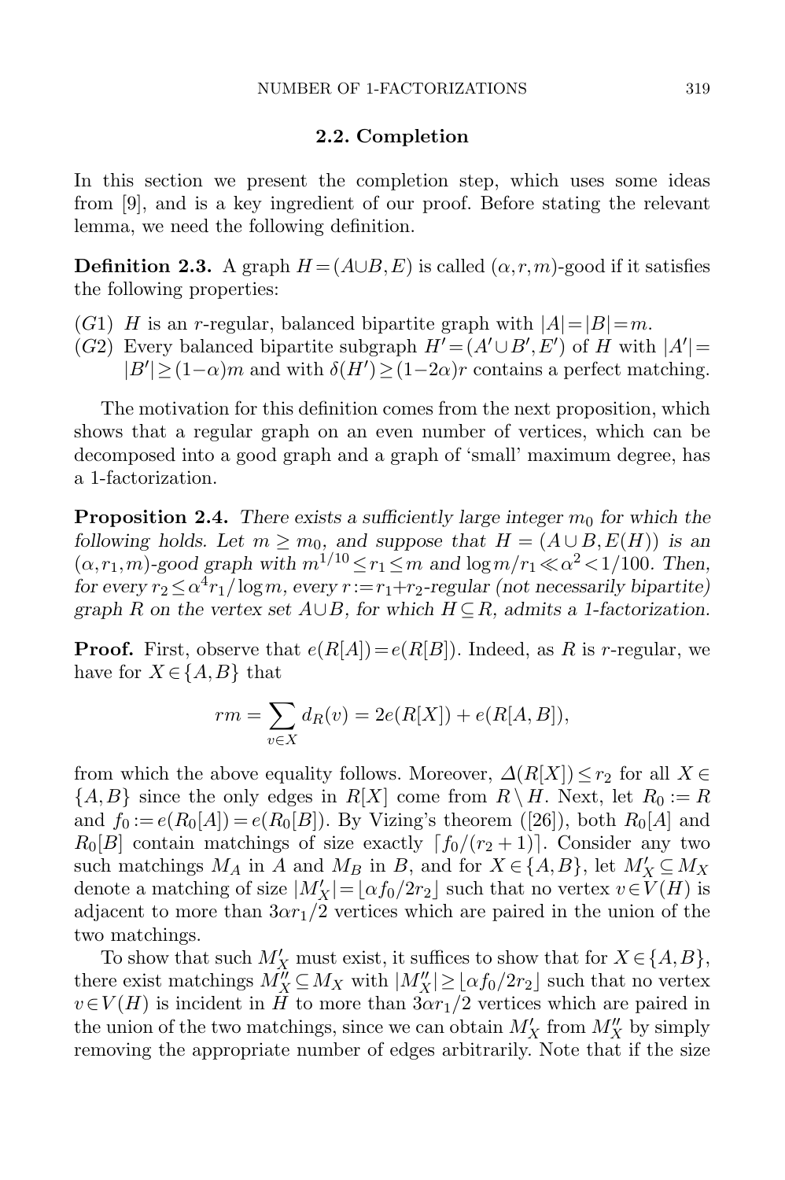### 2.2. Completion

In this section we present the completion step, which uses some ideas from [9], and is a key ingredient of our proof. Before stating the relevant lemma, we need the following definition.

**Definition 2.3.** A graph $H=(A\cup B,E)$ is called $(\alpha,r,m)$-good if it satisfies the following properties:

- $(G1)$ $H$ is an $r$-regular, balanced bipartite graph with $|A|=|B|=m$.
- $(G2)$ Every balanced bipartite subgraph $H'=(A'\cup B',E')$ of $H$ with $|A'|=|B'|\geq(1-\alpha)m$ and with $\delta(H')\geq(1-2\alpha)r$ contains a perfect matching.

The motivation for this definition comes from the next proposition, which shows that a regular graph on an even number of vertices, which can be decomposed into a good graph and a graph of 'small' maximum degree, has a 1-factorization.

**Proposition 2.4.** *There exists a sufficiently large integer $m_0$ for which the following holds. Let $m\geq m_0$, and suppose that $H=(A\cup B,E(H))$ is an $(\alpha,r_1,m)$-good graph with $m^{1/10}\leq r_1\leq m$ and $\log m/r_1\ll\alpha^2<1/100$. Then, for every $r_2\leq\alpha^4 r_1/\log m$, every $r:=r_1+r_2$-regular (not necessarily bipartite) graph $R$ on the vertex set $A\cup B$, for which $H\subseteq R$, admits a 1-factorization.*

**Proof.** First, observe that $e(R[A])=e(R[B])$. Indeed, as $R$ is $r$-regular, we have for $X\in\{A,B\}$ that

$$rm=\sum_{v\in X}d_R(v)=2e(R[X])+e(R[A,B]),$$

from which the above equality follows. Moreover, $\Delta(R[X])\leq r_2$ for all $X\in\{A,B\}$ since the only edges in $R[X]$ come from $R\setminus H$. Next, let $R_0:=R$ and $f_0:=e(R_0[A])=e(R_0[B])$. By Vizing's theorem ([26]), both $R_0[A]$ and $R_0[B]$ contain matchings of size exactly $\lceil f_0/(r_2+1)\rceil$. Consider any two such matchings $M_A$ in $A$ and $M_B$ in $B$, and for $X\in\{A,B\}$, let $M'_X\subseteq M_X$ denote a matching of size $|M'_X|=\lfloor\alpha f_0/2r_2\rfloor$ such that no vertex $v\in V(H)$ is adjacent to more than $3\alpha r_1/2$ vertices which are paired in the union of the two matchings.

To show that such $M'_X$ must exist, it suffices to show that for $X\in\{A,B\}$, there exist matchings $M''_X\subseteq M_X$ with $|M''_X|\geq\lfloor\alpha f_0/2r_2\rfloor$ such that no vertex $v\in V(H)$ is incident in $H$ to more than $3\alpha r_1/2$ vertices which are paired in the union of the two matchings, since we can obtain $M'_X$ from $M''_X$ by simply removing the appropriate number of edges arbitrarily. Note that if the size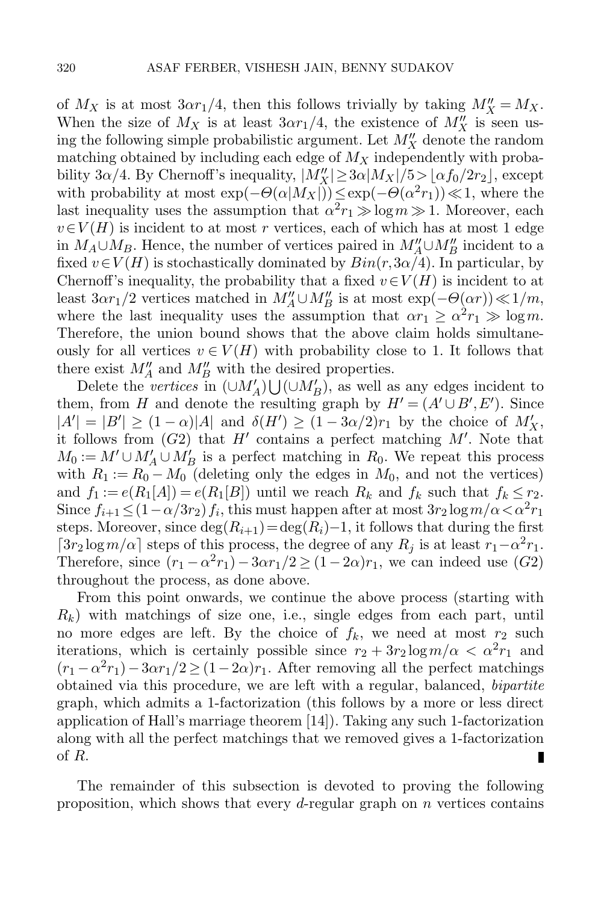of $M_X$ is at most $3\alpha r_1/4$, then this follows trivially by taking $M_X'' = M_X$. When the size of $M_X$ is at least $3\alpha r_1/4$, the existence of $M_X''$ is seen using the following simple probabilistic argument. Let $M_X''$ denote the random matching obtained by including each edge of $M_X$ independently with probability $3\alpha/4$. By Chernoff's inequality, $|M_X''| \geq 3\alpha|M_X|/5 > \lfloor \alpha f_0/2r_2 \rfloor$, except with probability at most $\exp(-\Theta(\alpha|M_X|)) \leq \exp(-\Theta(\alpha^2 r_1)) \ll 1$, where the last inequality uses the assumption that $\alpha^2 r_1 \gg \log m \gg 1$. Moreover, each $v \in V(H)$ is incident to at most $r$ vertices, each of which has at most 1 edge in $M_A \cup M_B$. Hence, the number of vertices paired in $M_A'' \cup M_B''$ incident to a fixed $v \in V(H)$ is stochastically dominated by $Bin(r, 3\alpha/4)$. In particular, by Chernoff's inequality, the probability that a fixed $v \in V(H)$ is incident to at least $3\alpha r_1/2$ vertices matched in $M_A'' \cup M_B''$ is at most $\exp(-\Theta(\alpha r)) \ll 1/m$, where the last inequality uses the assumption that $\alpha r_1 \geq \alpha^2 r_1 \gg \log m$. Therefore, the union bound shows that the above claim holds simultaneously for all vertices $v \in V(H)$ with probability close to 1. It follows that there exist $M_A''$ and $M_B''$ with the desired properties.

Delete the *vertices* in $(\cup M_A') \bigcup (\cup M_B')$, as well as any edges incident to them, from $H$ and denote the resulting graph by $H' = (A' \cup B', E')$. Since $|A'| = |B'| \geq (1-\alpha)|A|$ and $\delta(H') \geq (1 - 3\alpha/2) r_1$ by the choice of $M_X'$, it follows from $(G2)$ that $H'$ contains a perfect matching $M'$. Note that $M_0 := M' \cup M_A' \cup M_B'$ is a perfect matching in $R_0$. We repeat this process with $R_1 := R_0 - M_0$ (deleting only the edges in $M_0$, and not the vertices) and $f_1 := e(R_1[A]) = e(R_1[B])$ until we reach $R_k$ and $f_k$ such that $f_k \leq r_2$. Since $f_{i+1} \leq (1 - \alpha/3r_2) f_i$, this must happen after at most $3r_2 \log m/\alpha < \alpha^2 r_1$ steps. Moreover, since $\deg(R_{i+1}) = \deg(R_i) - 1$, it follows that during the first $\lceil 3r_2 \log m/\alpha \rceil$ steps of this process, the degree of any $R_j$ is at least $r_1 - \alpha^2 r_1$. Therefore, since $(r_1 - \alpha^2 r_1) - 3\alpha r_1/2 \geq (1-2\alpha) r_1$, we can indeed use $(G2)$ throughout the process, as done above.

From this point onwards, we continue the above process (starting with $R_k$) with matchings of size one, i.e., single edges from each part, until no more edges are left. By the choice of $f_k$, we need at most $r_2$ such iterations, which is certainly possible since $r_2 + 3r_2 \log m/\alpha < \alpha^2 r_1$ and $(r_1 - \alpha^2 r_1) - 3\alpha r_1/2 \geq (1-2\alpha) r_1$. After removing all the perfect matchings obtained via this procedure, we are left with a regular, balanced, *bipartite* graph, which admits a 1-factorization (this follows by a more or less direct application of Hall's marriage theorem [14]). Taking any such 1-factorization along with all the perfect matchings that we removed gives a 1-factorization of $R$. ∎

The remainder of this subsection is devoted to proving the following proposition, which shows that every $d$-regular graph on $n$ vertices contains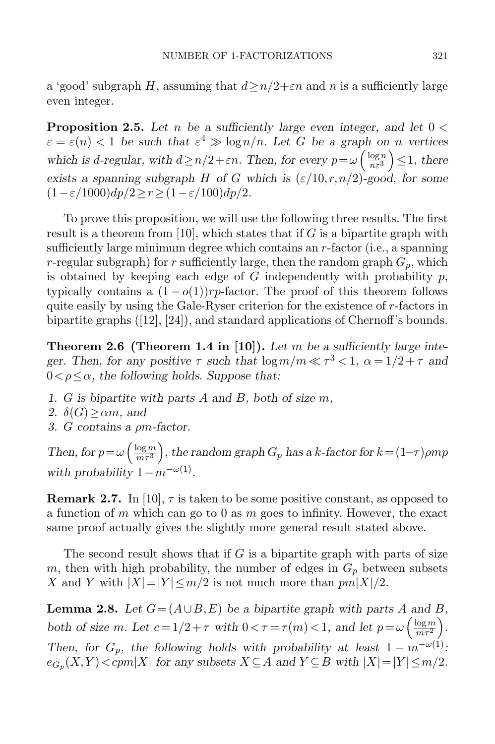a 'good' subgraph $H$, assuming that $d \geq n/2+\varepsilon n$ and $n$ is a sufficiently large even integer.

**Proposition 2.5.** *Let $n$ be a sufficiently large even integer, and let $0 < \varepsilon = \varepsilon(n) < 1$ be such that $\varepsilon^4 \gg \log n/n$. Let $G$ be a graph on $n$ vertices which is $d$-regular, with $d \geq n/2+\varepsilon n$. Then, for every $p = \omega\left(\frac{\log n}{n\varepsilon^3}\right) \leq 1$, there exists a spanning subgraph $H$ of $G$ which is $(\varepsilon/10, r, n/2)$-good, for some $(1-\varepsilon/1000)dp/2 \geq r \geq (1-\varepsilon/100)dp/2$.*

To prove this proposition, we will use the following three results. The first result is a theorem from [10], which states that if $G$ is a bipartite graph with sufficiently large minimum degree which contains an $r$-factor (i.e., a spanning $r$-regular subgraph) for $r$ sufficiently large, then the random graph $G_p$, which is obtained by keeping each edge of $G$ independently with probability $p$, typically contains a $(1-o(1))rp$-factor. The proof of this theorem follows quite easily by using the Gale-Ryser criterion for the existence of $r$-factors in bipartite graphs ([12], [24]), and standard applications of Chernoff's bounds.

**Theorem 2.6 (Theorem 1.4 in [10]).** *Let $m$ be a sufficiently large integer. Then, for any positive $\tau$ such that $\log m/m \ll \tau^3 < 1$, $\alpha = 1/2+\tau$ and $0 < \rho \leq \alpha$, the following holds. Suppose that:*

1. *$G$ is bipartite with parts $A$ and $B$, both of size $m$,*
2. *$\delta(G) \geq \alpha m$, and*
3. *$G$ contains a $\rho m$-factor.*

*Then, for $p = \omega\left(\frac{\log m}{m\tau^3}\right)$, the random graph $G_p$ has a $k$-factor for $k = (1-\tau)\rho m p$ with probability $1 - m^{-\omega(1)}$.*

**Remark 2.7.** In [10], $\tau$ is taken to be some positive constant, as opposed to a function of $m$ which can go to 0 as $m$ goes to infinity. However, the exact same proof actually gives the slightly more general result stated above.

The second result shows that if $G$ is a bipartite graph with parts of size $m$, then with high probability, the number of edges in $G_p$ between subsets $X$ and $Y$ with $|X| = |Y| \leq m/2$ is not much more than $pm|X|/2$.

**Lemma 2.8.** *Let $G = (A \cup B, E)$ be a bipartite graph with parts $A$ and $B$, both of size $m$. Let $c = 1/2+\tau$ with $0 < \tau = \tau(m) < 1$, and let $p = \omega\left(\frac{\log m}{m\tau^2}\right)$. Then, for $G_p$, the following holds with probability at least $1 - m^{-\omega(1)}$: $e_{G_p}(X,Y) < cpm|X|$ for any subsets $X \subseteq A$ and $Y \subseteq B$ with $|X| = |Y| \leq m/2$.*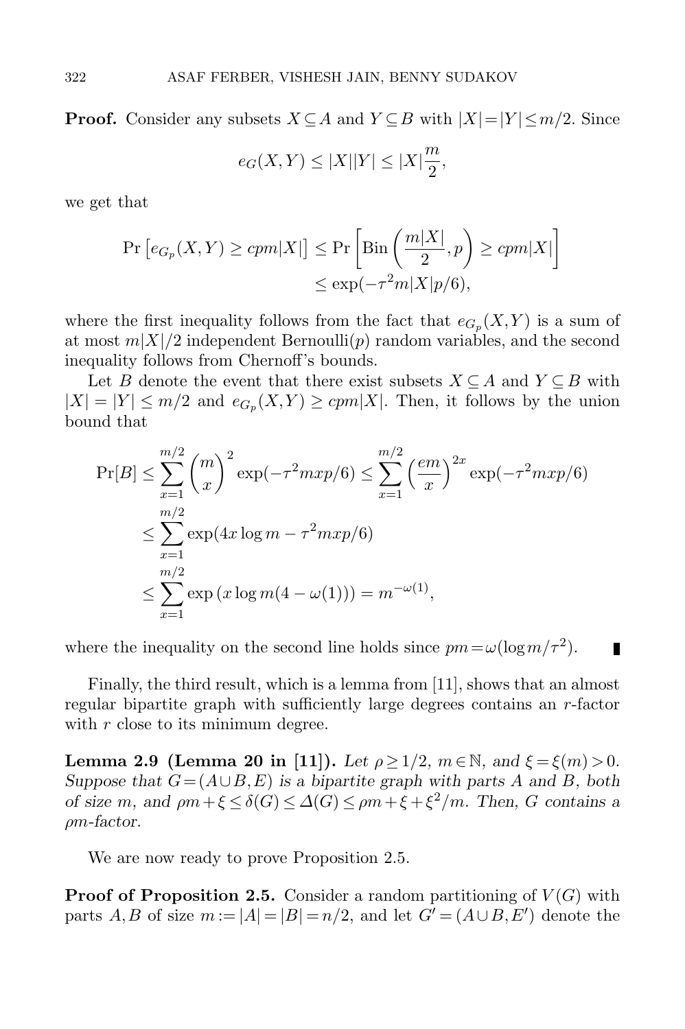**Proof.** Consider any subsets $X \subseteq A$ and $Y \subseteq B$ with $|X| = |Y| \leq m/2$. Since

$$e_G(X,Y) \leq |X||Y| \leq |X|\frac{m}{2},$$

we get that

$$\begin{aligned}\Pr\left[e_{G_p}(X,Y) \geq cpm|X|\right] &\leq \Pr\left[\mathrm{Bin}\left(\frac{m|X|}{2}, p\right) \geq cpm|X|\right] \\ &\leq \exp(-\tau^2 m|X|p/6),\end{aligned}$$

where the first inequality follows from the fact that $e_{G_p}(X,Y)$ is a sum of at most $m|X|/2$ independent Bernoulli($p$) random variables, and the second inequality follows from Chernoff's bounds.

Let $B$ denote the event that there exist subsets $X \subseteq A$ and $Y \subseteq B$ with $|X| = |Y| \leq m/2$ and $e_{G_p}(X,Y) \geq cpm|X|$. Then, it follows by the union bound that

$$\begin{aligned}\Pr[B] &\leq \sum_{x=1}^{m/2} \binom{m}{x}^2 \exp(-\tau^2 mxp/6) \leq \sum_{x=1}^{m/2} \left(\frac{em}{x}\right)^{2x} \exp(-\tau^2 mxp/6) \\ &\leq \sum_{x=1}^{m/2} \exp(4x\log m - \tau^2 mxp/6) \\ &\leq \sum_{x=1}^{m/2} \exp\left(x \log m(4 - \omega(1))\right) = m^{-\omega(1)},\end{aligned}$$

where the inequality on the second line holds since $pm = \omega(\log m/\tau^2)$. ∎

Finally, the third result, which is a lemma from [11], shows that an almost regular bipartite graph with sufficiently large degrees contains an $r$-factor with $r$ close to its minimum degree.

**Lemma 2.9 (Lemma 20 in [11]).** *Let $\rho \geq 1/2$, $m \in \mathbb{N}$, and $\xi = \xi(m) > 0$. Suppose that $G = (A \cup B, E)$ is a bipartite graph with parts $A$ and $B$, both of size $m$, and $\rho m + \xi \leq \delta(G) \leq \Delta(G) \leq \rho m + \xi + \xi^2/m$. Then, $G$ contains a $\rho m$-factor.*

We are now ready to prove Proposition 2.5.

**Proof of Proposition 2.5.** Consider a random partitioning of $V(G)$ with parts $A, B$ of size $m := |A| = |B| = n/2$, and let $G' = (A \cup B, E')$ denote the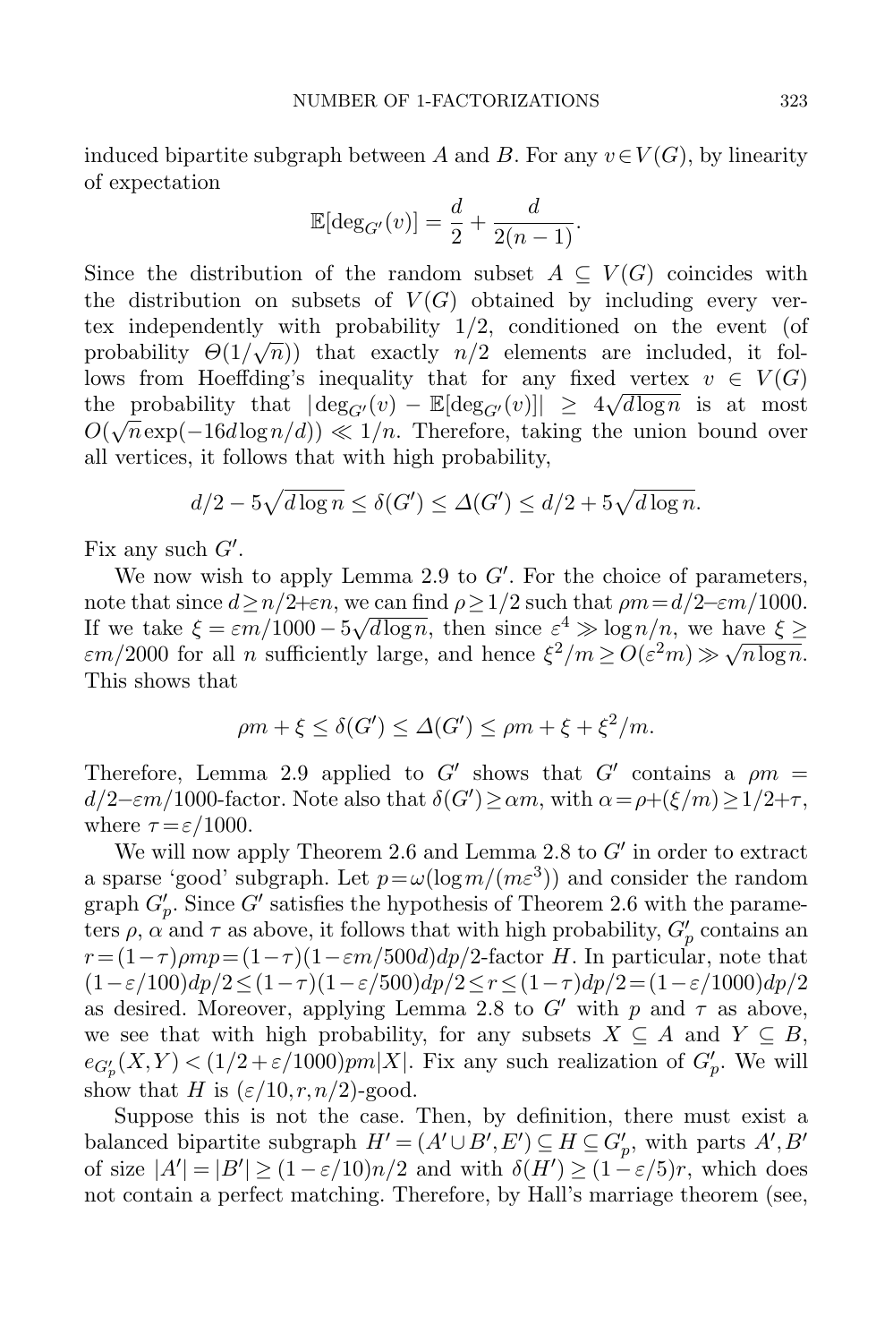induced bipartite subgraph between $A$ and $B$. For any $v \in V(G)$, by linearity of expectation

$$\mathbb{E}[\deg_{G'}(v)] = \frac{d}{2} + \frac{d}{2(n-1)}.$$

Since the distribution of the random subset $A \subseteq V(G)$ coincides with the distribution on subsets of $V(G)$ obtained by including every vertex independently with probability $1/2$, conditioned on the event (of probability $\Theta(1/\sqrt{n})$) that exactly $n/2$ elements are included, it follows from Hoeffding's inequality that for any fixed vertex $v \in V(G)$ the probability that $|\deg_{G'}(v) - \mathbb{E}[\deg_{G'}(v)]| \geq 4\sqrt{d \log n}$ is at most $O(\sqrt{n}\exp(-16d\log n/d)) \ll 1/n$. Therefore, taking the union bound over all vertices, it follows that with high probability,

$$d/2 - 5\sqrt{d\log n} \leq \delta(G') \leq \Delta(G') \leq d/2 + 5\sqrt{d\log n}.$$

Fix any such $G'$.

We now wish to apply Lemma 2.9 to $G'$. For the choice of parameters, note that since $d \geq n/2 + \varepsilon n$, we can find $\rho \geq 1/2$ such that $\rho m = d/2 - \varepsilon m/1000$. If we take $\xi = \varepsilon m/1000 - 5\sqrt{d \log n}$, then since $\varepsilon^4 \gg \log n/n$, we have $\xi \geq \varepsilon m/2000$ for all $n$ sufficiently large, and hence $\xi^2/m \geq O(\varepsilon^2 m) \gg \sqrt{n \log n}$. This shows that

$$\rho m + \xi \leq \delta(G') \leq \Delta(G') \leq \rho m + \xi + \xi^2/m.$$

Therefore, Lemma 2.9 applied to $G'$ shows that $G'$ contains a $\rho m = d/2 - \varepsilon m/1000$-factor. Note also that $\delta(G') \geq \alpha m$, with $\alpha = \rho + (\xi/m) \geq 1/2 + \tau$, where $\tau = \varepsilon/1000$.

We will now apply Theorem 2.6 and Lemma 2.8 to $G'$ in order to extract a sparse 'good' subgraph. Let $p = \omega(\log m/(m\varepsilon^3))$ and consider the random graph $G'_p$. Since $G'$ satisfies the hypothesis of Theorem 2.6 with the parameters $\rho$, $\alpha$ and $\tau$ as above, it follows that with high probability, $G'_p$ contains an $r = (1-\tau)\rho m p = (1-\tau)(1-\varepsilon m/500d)dp/2$-factor $H$. In particular, note that $(1-\varepsilon/100)dp/2 \leq (1-\tau)(1-\varepsilon/500)dp/2 \leq r \leq (1-\tau)dp/2 = (1-\varepsilon/1000)dp/2$ as desired. Moreover, applying Lemma 2.8 to $G'$ with $p$ and $\tau$ as above, we see that with high probability, for any subsets $X \subseteq A$ and $Y \subseteq B$, $e_{G'_p}(X,Y) < (1/2 + \varepsilon/1000)pm|X|$. Fix any such realization of $G'_p$. We will show that $H$ is $(\varepsilon/10, r, n/2)$-good.

Suppose this is not the case. Then, by definition, there must exist a balanced bipartite subgraph $H' = (A' \cup B', E') \subseteq H \subseteq G'_p$, with parts $A', B'$ of size $|A'| = |B'| \geq (1-\varepsilon/10)n/2$ and with $\delta(H') \geq (1-\varepsilon/5)r$, which does not contain a perfect matching. Therefore, by Hall's marriage theorem (see,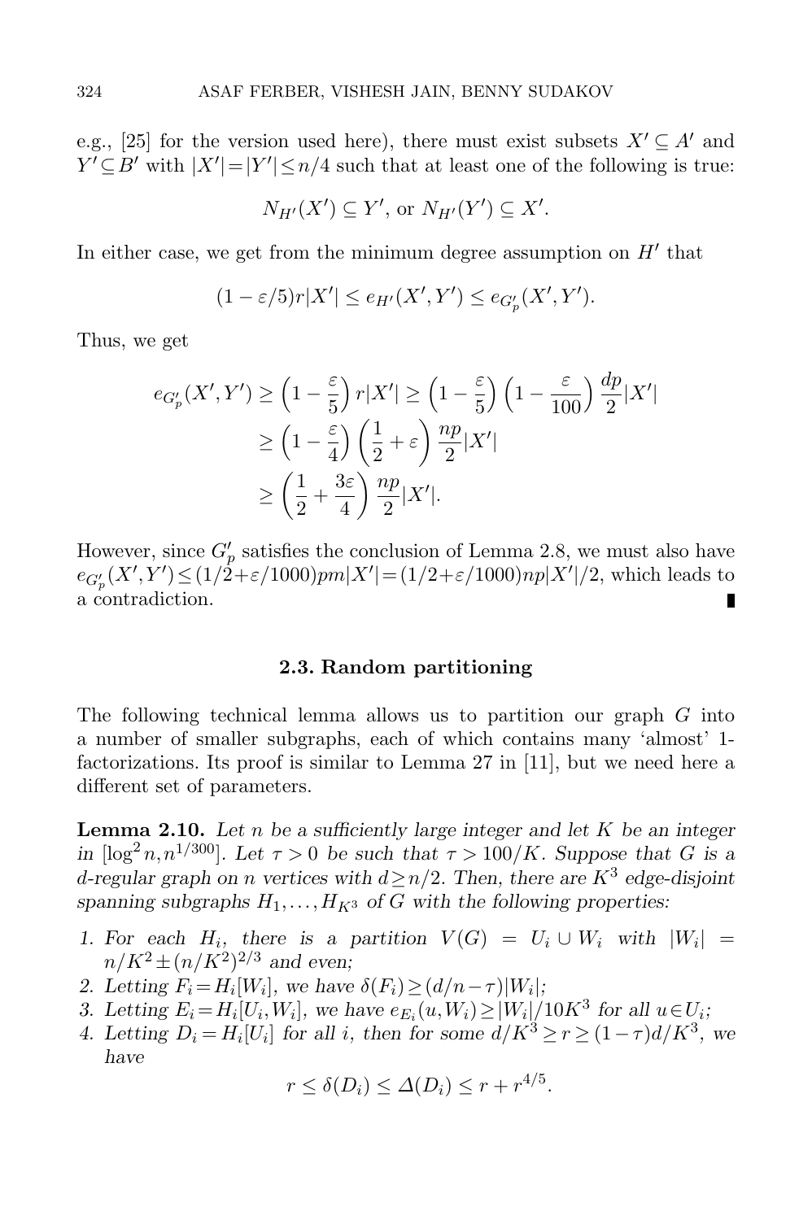e.g., [25] for the version used here), there must exist subsets $X' \subseteq A'$ and $Y' \subseteq B'$ with $|X'| = |Y'| \leq n/4$ such that at least one of the following is true:

$$N_{H'}(X') \subseteq Y', \text{ or } N_{H'}(Y') \subseteq X'.$$

In either case, we get from the minimum degree assumption on $H'$ that

$$(1 - \varepsilon/5) r|X'| \leq e_{H'}(X', Y') \leq e_{G'_p}(X', Y').$$

Thus, we get

$$\begin{aligned}
e_{G'_p}(X', Y') &\geq \left(1 - \frac{\varepsilon}{5}\right) r|X'| \geq \left(1 - \frac{\varepsilon}{5}\right)\left(1 - \frac{\varepsilon}{100}\right) \frac{dp}{2}|X'| \\
&\geq \left(1 - \frac{\varepsilon}{4}\right)\left(\frac{1}{2} + \varepsilon\right) \frac{np}{2}|X'| \\
&\geq \left(\frac{1}{2} + \frac{3\varepsilon}{4}\right) \frac{np}{2}|X'|.
\end{aligned}$$

However, since $G'_p$ satisfies the conclusion of Lemma 2.8, we must also have $e_{G'_p}(X', Y') \leq (1/2 + \varepsilon/1000) pm|X'| = (1/2 + \varepsilon/1000) np|X'|/2$, which leads to a contradiction. ∎

### 2.3. Random partitioning

The following technical lemma allows us to partition our graph $G$ into a number of smaller subgraphs, each of which contains many 'almost' 1-factorizations. Its proof is similar to Lemma 27 in [11], but we need here a different set of parameters.

**Lemma 2.10.** *Let $n$ be a sufficiently large integer and let $K$ be an integer in $[\log^2 n, n^{1/300}]$. Let $\tau > 0$ be such that $\tau > 100/K$. Suppose that $G$ is a $d$-regular graph on $n$ vertices with $d \geq n/2$. Then, there are $K^3$ edge-disjoint spanning subgraphs $H_1, \ldots, H_{K^3}$ of $G$ with the following properties:*

1. *For each $H_i$, there is a partition $V(G) = U_i \cup W_i$ with $|W_i| = n/K^2 \pm (n/K^2)^{2/3}$ and even;*
2. *Letting $F_i = H_i[W_i]$, we have $\delta(F_i) \geq (d/n - \tau)|W_i|$;*
3. *Letting $E_i = H_i[U_i, W_i]$, we have $e_{E_i}(u, W_i) \geq |W_i|/10K^3$ for all $u \in U_i$;*
4. *Letting $D_i = H_i[U_i]$ for all $i$, then for some $d/K^3 \geq r \geq (1 - \tau)d/K^3$, we have*

$$r \leq \delta(D_i) \leq \Delta(D_i) \leq r + r^{4/5}.$$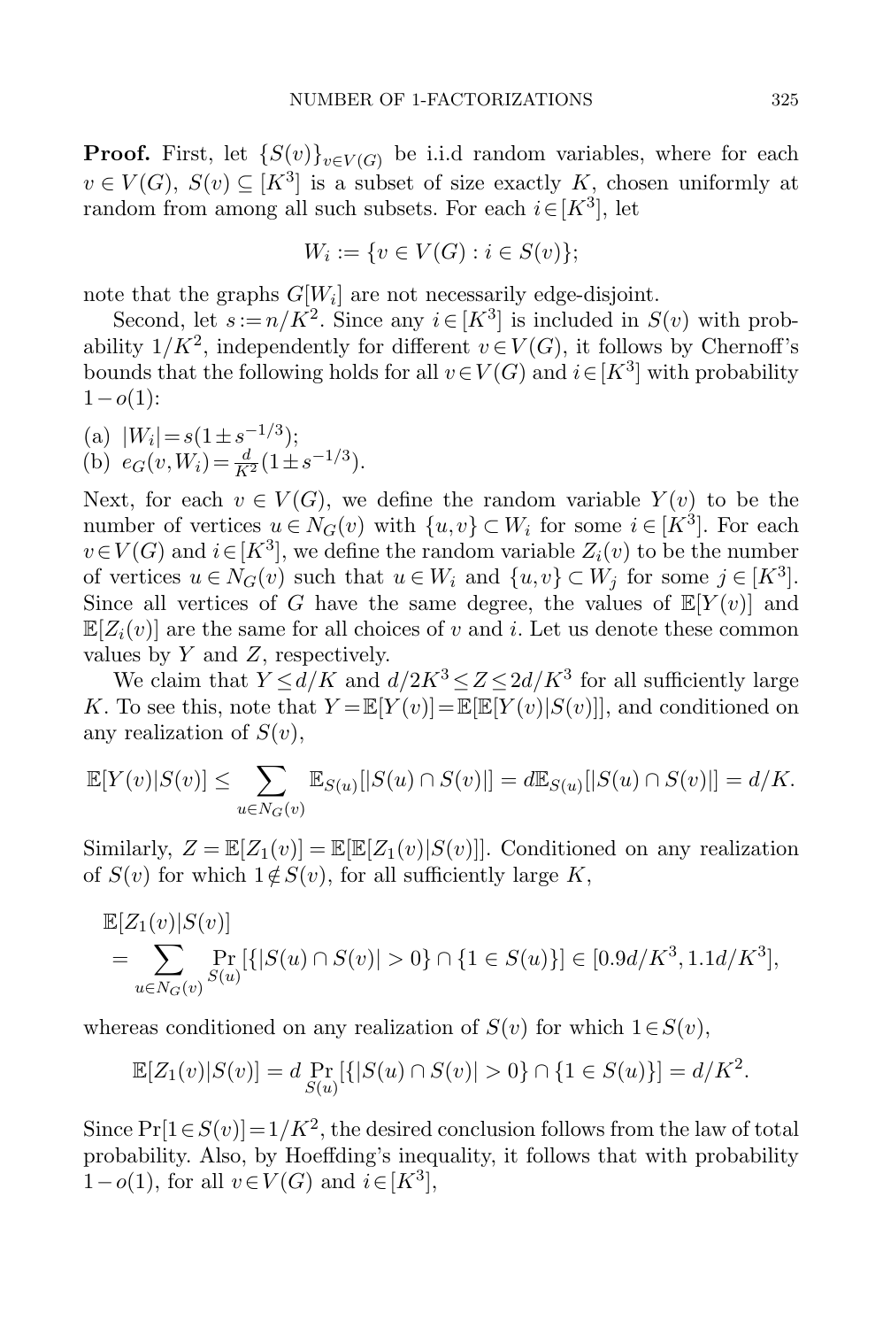**Proof.** First, let $\{S(v)\}_{v\in V(G)}$ be i.i.d random variables, where for each $v \in V(G)$, $S(v) \subseteq [K^3]$ is a subset of size exactly $K$, chosen uniformly at random from among all such subsets. For each $i \in [K^3]$, let

$$W_i := \{v \in V(G) : i \in S(v)\};$$

note that the graphs $G[W_i]$ are not necessarily edge-disjoint.

Second, let $s := n/K^2$. Since any $i \in [K^3]$ is included in $S(v)$ with probability $1/K^2$, independently for different $v \in V(G)$, it follows by Chernoff's bounds that the following holds for all $v \in V(G)$ and $i \in [K^3]$ with probability $1 - o(1)$:

(a) $|W_i| = s(1 \pm s^{-1/3})$;
(b) $e_G(v, W_i) = \frac{d}{K^2}(1 \pm s^{-1/3})$.

Next, for each $v \in V(G)$, we define the random variable $Y(v)$ to be the number of vertices $u \in N_G(v)$ with $\{u,v\} \subset W_i$ for some $i \in [K^3]$. For each $v \in V(G)$ and $i \in [K^3]$, we define the random variable $Z_i(v)$ to be the number of vertices $u \in N_G(v)$ such that $u \in W_i$ and $\{u,v\} \subset W_j$ for some $j \in [K^3]$. Since all vertices of $G$ have the same degree, the values of $\mathbb{E}[Y(v)]$ and $\mathbb{E}[Z_i(v)]$ are the same for all choices of $v$ and $i$. Let us denote these common values by $Y$ and $Z$, respectively.

We claim that $Y \le d/K$ and $d/2K^3 \le Z \le 2d/K^3$ for all sufficiently large $K$. To see this, note that $Y = \mathbb{E}[Y(v)] = \mathbb{E}[\mathbb{E}[Y(v)|S(v)]]$, and conditioned on any realization of $S(v)$,

$$\mathbb{E}[Y(v)|S(v)] \le \sum_{u \in N_G(v)} \mathbb{E}_{S(u)}[|S(u) \cap S(v)|] = d\mathbb{E}_{S(u)}[|S(u) \cap S(v)|] = d/K.$$

Similarly, $Z = \mathbb{E}[Z_1(v)] = \mathbb{E}[\mathbb{E}[Z_1(v)|S(v)]]$. Conditioned on any realization of $S(v)$ for which $1 \notin S(v)$, for all sufficiently large $K$,

$$\begin{aligned}
&\mathbb{E}[Z_1(v)|S(v)] \\
&= \sum_{u \in N_G(v)} \Pr_{S(u)}[\{|S(u) \cap S(v)| > 0\} \cap \{1 \in S(u)\}] \in [0.9d/K^3, 1.1d/K^3],
\end{aligned}$$

whereas conditioned on any realization of $S(v)$ for which $1 \in S(v)$,

$$\mathbb{E}[Z_1(v)|S(v)] = d \Pr_{S(u)}[\{|S(u) \cap S(v)| > 0\} \cap \{1 \in S(u)\}] = d/K^2.$$

Since $\Pr[1 \in S(v)] = 1/K^2$, the desired conclusion follows from the law of total probability. Also, by Hoeffding's inequality, it follows that with probability $1 - o(1)$, for all $v \in V(G)$ and $i \in [K^3]$,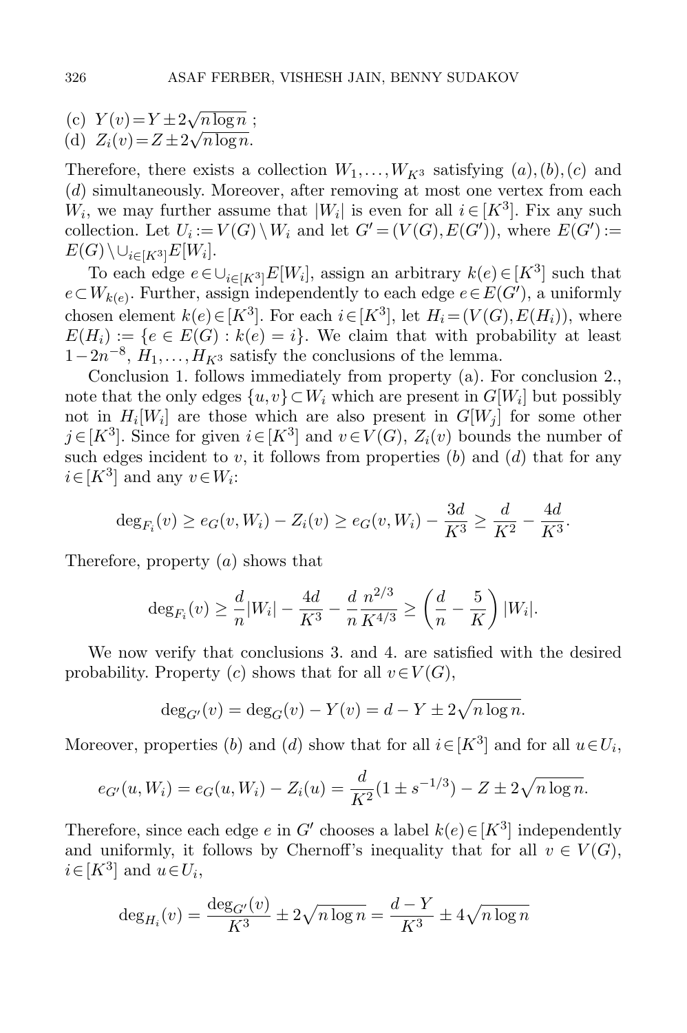(c) $Y(v) = Y \pm 2\sqrt{n \log n}$ ;
(d) $Z_i(v) = Z \pm 2\sqrt{n \log n}$.

Therefore, there exists a collection $W_1, \dots, W_{K^3}$ satisfying $(a), (b), (c)$ and $(d)$ simultaneously. Moreover, after removing at most one vertex from each $W_i$, we may further assume that $|W_i|$ is even for all $i \in [K^3]$. Fix any such collection. Let $U_i := V(G) \setminus W_i$ and let $G' = (V(G), E(G'))$, where $E(G') := E(G) \setminus \cup_{i \in [K^3]} E[W_i]$.

To each edge $e \in \cup_{i \in [K^3]} E[W_i]$, assign an arbitrary $k(e) \in [K^3]$ such that $e \subset W_{k(e)}$. Further, assign independently to each edge $e \in E(G')$, a uniformly chosen element $k(e) \in [K^3]$. For each $i \in [K^3]$, let $H_i = (V(G), E(H_i))$, where $E(H_i) := \{e \in E(G) : k(e) = i\}$. We claim that with probability at least $1 - 2n^{-8}$, $H_1, \dots, H_{K^3}$ satisfy the conclusions of the lemma.

Conclusion 1. follows immediately from property (a). For conclusion 2., note that the only edges $\{u, v\} \subset W_i$ which are present in $G[W_i]$ but possibly not in $H_i[W_i]$ are those which are also present in $G[W_j]$ for some other $j \in [K^3]$. Since for given $i \in [K^3]$ and $v \in V(G)$, $Z_i(v)$ bounds the number of such edges incident to $v$, it follows from properties $(b)$ and $(d)$ that for any $i \in [K^3]$ and any $v \in W_i$:

$$\deg_{F_i}(v) \geq e_G(v, W_i) - Z_i(v) \geq e_G(v, W_i) - \frac{3d}{K^3} \geq \frac{d}{K^2} - \frac{4d}{K^3}.$$

Therefore, property $(a)$ shows that

$$\deg_{F_i}(v) \geq \frac{d}{n}|W_i| - \frac{4d}{K^3} - \frac{d}{n}\frac{n^{2/3}}{K^{4/3}} \geq \left(\frac{d}{n} - \frac{5}{K}\right)|W_i|.$$

We now verify that conclusions 3. and 4. are satisfied with the desired probability. Property $(c)$ shows that for all $v \in V(G)$,

$$\deg_{G'}(v) = \deg_G(v) - Y(v) = d - Y \pm 2\sqrt{n \log n}.$$

Moreover, properties $(b)$ and $(d)$ show that for all $i \in [K^3]$ and for all $u \in U_i$,

$$e_{G'}(u, W_i) = e_G(u, W_i) - Z_i(u) = \frac{d}{K^2}(1 \pm s^{-1/3}) - Z \pm 2\sqrt{n \log n}.$$

Therefore, since each edge $e$ in $G'$ chooses a label $k(e) \in [K^3]$ independently and uniformly, it follows by Chernoff's inequality that for all $v \in V(G)$, $i \in [K^3]$ and $u \in U_i$,

$$\deg_{H_i}(v) = \frac{\deg_{G'}(v)}{K^3} \pm 2\sqrt{n \log n} = \frac{d - Y}{K^3} \pm 4\sqrt{n \log n}$$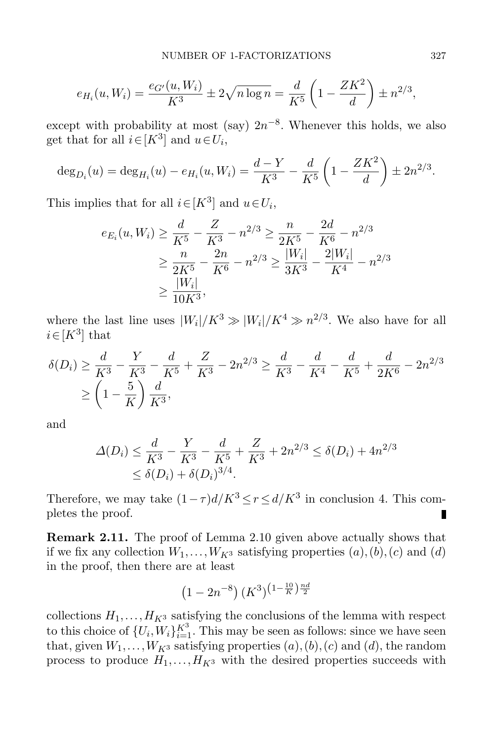$$e_{H_i}(u, W_i) = \frac{e_{G'}(u, W_i)}{K^3} \pm 2\sqrt{n \log n} = \frac{d}{K^5}\left(1 - \frac{ZK^2}{d}\right) \pm n^{2/3},$$

except with probability at most (say) $2n^{-8}$. Whenever this holds, we also get that for all $i \in [K^3]$ and $u \in U_i$,

$$\deg_{D_i}(u) = \deg_{H_i}(u) - e_{H_i}(u, W_i) = \frac{d - Y}{K^3} - \frac{d}{K^5}\left(1 - \frac{ZK^2}{d}\right) \pm 2n^{2/3}.$$

This implies that for all $i \in [K^3]$ and $u \in U_i$,

$$\begin{aligned}
e_{E_i}(u, W_i) &\geq \frac{d}{K^5} - \frac{Z}{K^3} - n^{2/3} \geq \frac{n}{2K^5} - \frac{2d}{K^6} - n^{2/3} \\
&\geq \frac{n}{2K^5} - \frac{2n}{K^6} - n^{2/3} \geq \frac{|W_i|}{3K^3} - \frac{2|W_i|}{K^4} - n^{2/3} \\
&\geq \frac{|W_i|}{10K^3},
\end{aligned}$$

where the last line uses $|W_i|/K^3 \gg |W_i|/K^4 \gg n^{2/3}$. We also have for all $i \in [K^3]$ that

$$\begin{aligned}
\delta(D_i) &\geq \frac{d}{K^3} - \frac{Y}{K^3} - \frac{d}{K^5} + \frac{Z}{K^3} - 2n^{2/3} \geq \frac{d}{K^3} - \frac{d}{K^4} - \frac{d}{K^5} + \frac{d}{2K^6} - 2n^{2/3} \\
&\geq \left(1 - \frac{5}{K}\right)\frac{d}{K^3},
\end{aligned}$$

and

$$\begin{aligned}
\Delta(D_i) &\leq \frac{d}{K^3} - \frac{Y}{K^3} - \frac{d}{K^5} + \frac{Z}{K^3} + 2n^{2/3} \leq \delta(D_i) + 4n^{2/3} \\
&\leq \delta(D_i) + \delta(D_i)^{3/4}.
\end{aligned}$$

Therefore, we may take $(1-\tau)d/K^3 \leq r \leq d/K^3$ in conclusion 4. This completes the proof. ∎

**Remark 2.11.** The proof of Lemma 2.10 given above actually shows that if we fix any collection $W_1, \dots, W_{K^3}$ satisfying properties $(a), (b), (c)$ and $(d)$ in the proof, then there are at least

$$\left(1 - 2n^{-8}\right)\left(K^3\right)^{\left(1 - \frac{10}{K}\right)\frac{nd}{2}}$$

collections $H_1, \dots, H_{K^3}$ satisfying the conclusions of the lemma with respect to this choice of $\{U_i, W_i\}_{i=1}^{K^3}$. This may be seen as follows: since we have seen that, given $W_1, \dots, W_{K^3}$ satisfying properties $(a), (b), (c)$ and $(d)$, the random process to produce $H_1, \dots, H_{K^3}$ with the desired properties succeeds with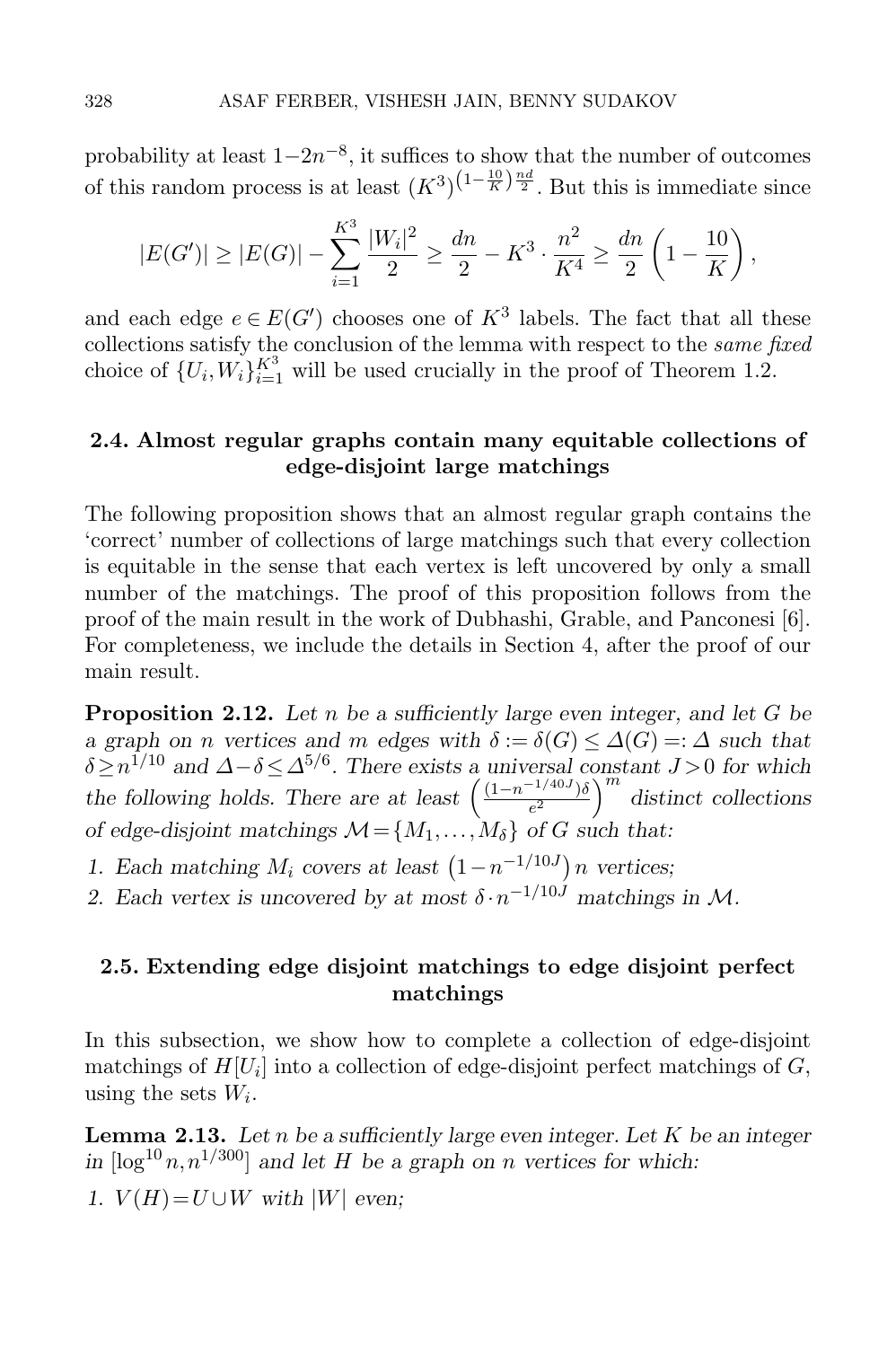probability at least $1-2n^{-8}$, it suffices to show that the number of outcomes of this random process is at least $(K^3)^{\left(1-\frac{10}{K}\right)\frac{nd}{2}}$. But this is immediate since

$$|E(G')| \geq |E(G)| - \sum_{i=1}^{K^3} \frac{|W_i|^2}{2} \geq \frac{dn}{2} - K^3 \cdot \frac{n^2}{K^4} \geq \frac{dn}{2}\left(1 - \frac{10}{K}\right),$$

and each edge $e \in E(G')$ chooses one of $K^3$ labels. The fact that all these collections satisfy the conclusion of the lemma with respect to the *same fixed* choice of $\{U_i, W_i\}_{i=1}^{K^3}$ will be used crucially in the proof of Theorem 1.2.

## 2.4. Almost regular graphs contain many equitable collections of edge-disjoint large matchings

The following proposition shows that an almost regular graph contains the 'correct' number of collections of large matchings such that every collection is equitable in the sense that each vertex is left uncovered by only a small number of the matchings. The proof of this proposition follows from the proof of the main result in the work of Dubhashi, Grable, and Panconesi [6]. For completeness, we include the details in Section 4, after the proof of our main result.

**Proposition 2.12.** *Let $n$ be a sufficiently large even integer, and let $G$ be a graph on $n$ vertices and $m$ edges with $\delta := \delta(G) \leq \Delta(G) =: \Delta$ such that $\delta \geq n^{1/10}$ and $\Delta - \delta \leq \Delta^{5/6}$. There exists a universal constant $J > 0$ for which the following holds. There are at least $\left(\frac{(1-n^{-1/40J})\delta}{e^2}\right)^m$ distinct collections of edge-disjoint matchings $\mathcal{M} = \{M_1, \dots, M_\delta\}$ of $G$ such that:*

1. *Each matching $M_i$ covers at least $\left(1-n^{-1/10J}\right)n$ vertices;*
2. *Each vertex is uncovered by at most $\delta \cdot n^{-1/10J}$ matchings in $\mathcal{M}$.*

## 2.5. Extending edge disjoint matchings to edge disjoint perfect matchings

In this subsection, we show how to complete a collection of edge-disjoint matchings of $H[U_i]$ into a collection of edge-disjoint perfect matchings of $G$, using the sets $W_i$.

**Lemma 2.13.** *Let $n$ be a sufficiently large even integer. Let $K$ be an integer in $[\log^{10} n, n^{1/300}]$ and let $H$ be a graph on $n$ vertices for which:*

1. *$V(H) = U \cup W$ with $|W|$ even;*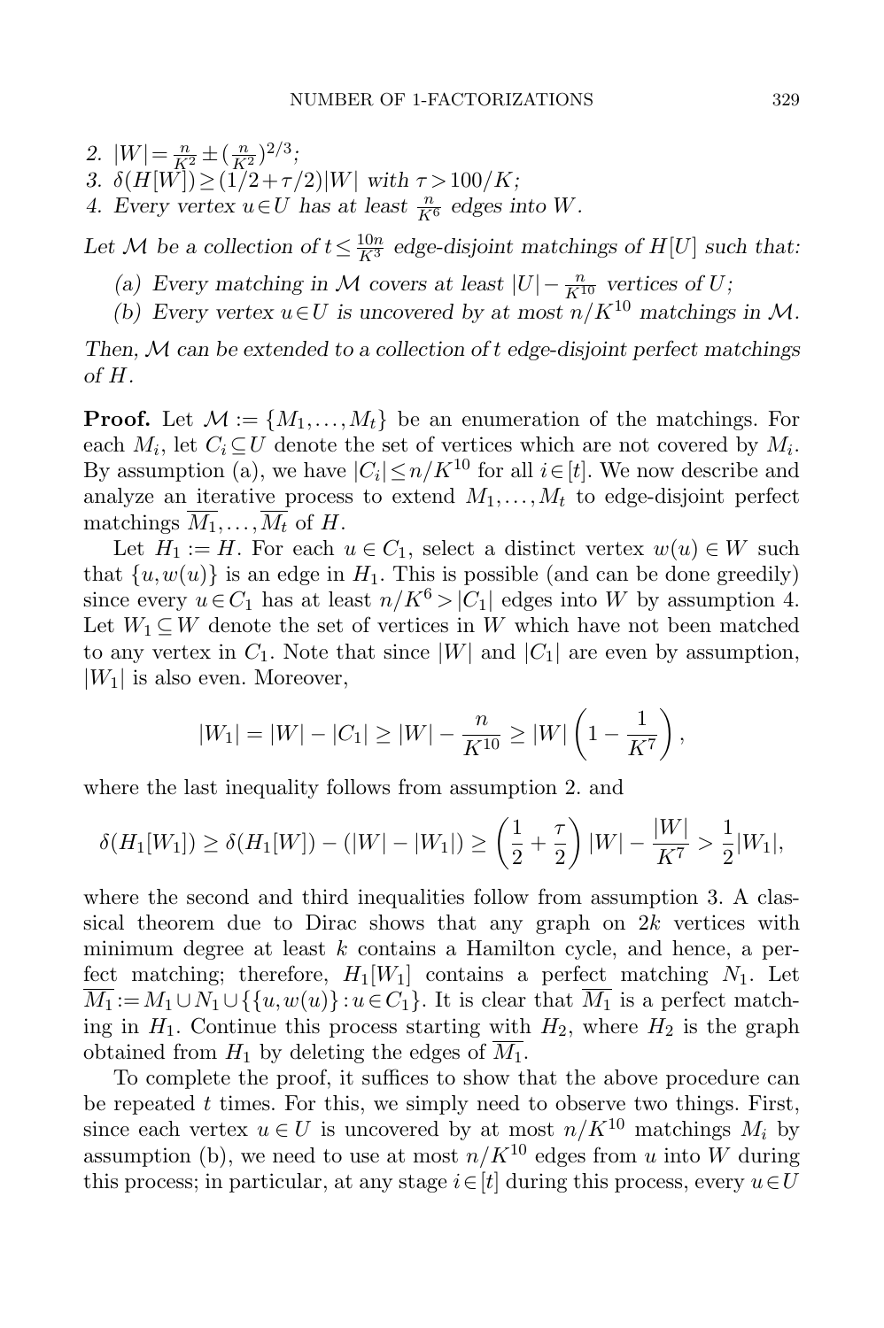*2.* $|W| = \frac{n}{K^2} \pm (\frac{n}{K^2})^{2/3}$*;*
*3.* $\delta(H[W]) \geq (1/2 + \tau/2)|W|$ *with* $\tau > 100/K$*;*
*4. Every vertex* $u \in U$ *has at least* $\frac{n}{K^6}$ *edges into* $W$*.*

*Let* $\mathcal{M}$ *be a collection of* $t \leq \frac{10n}{K^3}$ *edge-disjoint matchings of* $H[U]$ *such that:*

*(a) Every matching in* $\mathcal{M}$ *covers at least* $|U| - \frac{n}{K^{10}}$ *vertices of* $U$*;*
*(b) Every vertex* $u \in U$ *is uncovered by at most* $n/K^{10}$ *matchings in* $\mathcal{M}$*.*

*Then,* $\mathcal{M}$ *can be extended to a collection of* $t$ *edge-disjoint perfect matchings of* $H$*.*

**Proof.** Let $\mathcal{M} := \{M_1, \ldots, M_t\}$ be an enumeration of the matchings. For each $M_i$, let $C_i \subseteq U$ denote the set of vertices which are not covered by $M_i$. By assumption (a), we have $|C_i| \leq n/K^{10}$ for all $i \in [t]$. We now describe and analyze an iterative process to extend $M_1, \ldots, M_t$ to edge-disjoint perfect matchings $\overline{M_1}, \ldots, \overline{M_t}$ of $H$.

Let $H_1 := H$. For each $u \in C_1$, select a distinct vertex $w(u) \in W$ such that $\{u, w(u)\}$ is an edge in $H_1$. This is possible (and can be done greedily) since every $u \in C_1$ has at least $n/K^6 > |C_1|$ edges into $W$ by assumption 4. Let $W_1 \subseteq W$ denote the set of vertices in $W$ which have not been matched to any vertex in $C_1$. Note that since $|W|$ and $|C_1|$ are even by assumption, $|W_1|$ is also even. Moreover,

$$|W_1| = |W| - |C_1| \geq |W| - \frac{n}{K^{10}} \geq |W|\left(1 - \frac{1}{K^7}\right),$$

where the last inequality follows from assumption 2. and

$$\delta(H_1[W_1]) \geq \delta(H_1[W]) - (|W| - |W_1|) \geq \left(\frac{1}{2} + \frac{\tau}{2}\right)|W| - \frac{|W|}{K^7} > \frac{1}{2}|W_1|,$$

where the second and third inequalities follow from assumption 3. A classical theorem due to Dirac shows that any graph on $2k$ vertices with minimum degree at least $k$ contains a Hamilton cycle, and hence, a perfect matching; therefore, $H_1[W_1]$ contains a perfect matching $N_1$. Let $\overline{M_1} := M_1 \cup N_1 \cup \{\{u, w(u)\} : u \in C_1\}$. It is clear that $\overline{M_1}$ is a perfect matching in $H_1$. Continue this process starting with $H_2$, where $H_2$ is the graph obtained from $H_1$ by deleting the edges of $\overline{M_1}$.

To complete the proof, it suffices to show that the above procedure can be repeated $t$ times. For this, we simply need to observe two things. First, since each vertex $u \in U$ is uncovered by at most $n/K^{10}$ matchings $M_i$ by assumption (b), we need to use at most $n/K^{10}$ edges from $u$ into $W$ during this process; in particular, at any stage $i \in [t]$ during this process, every $u \in U$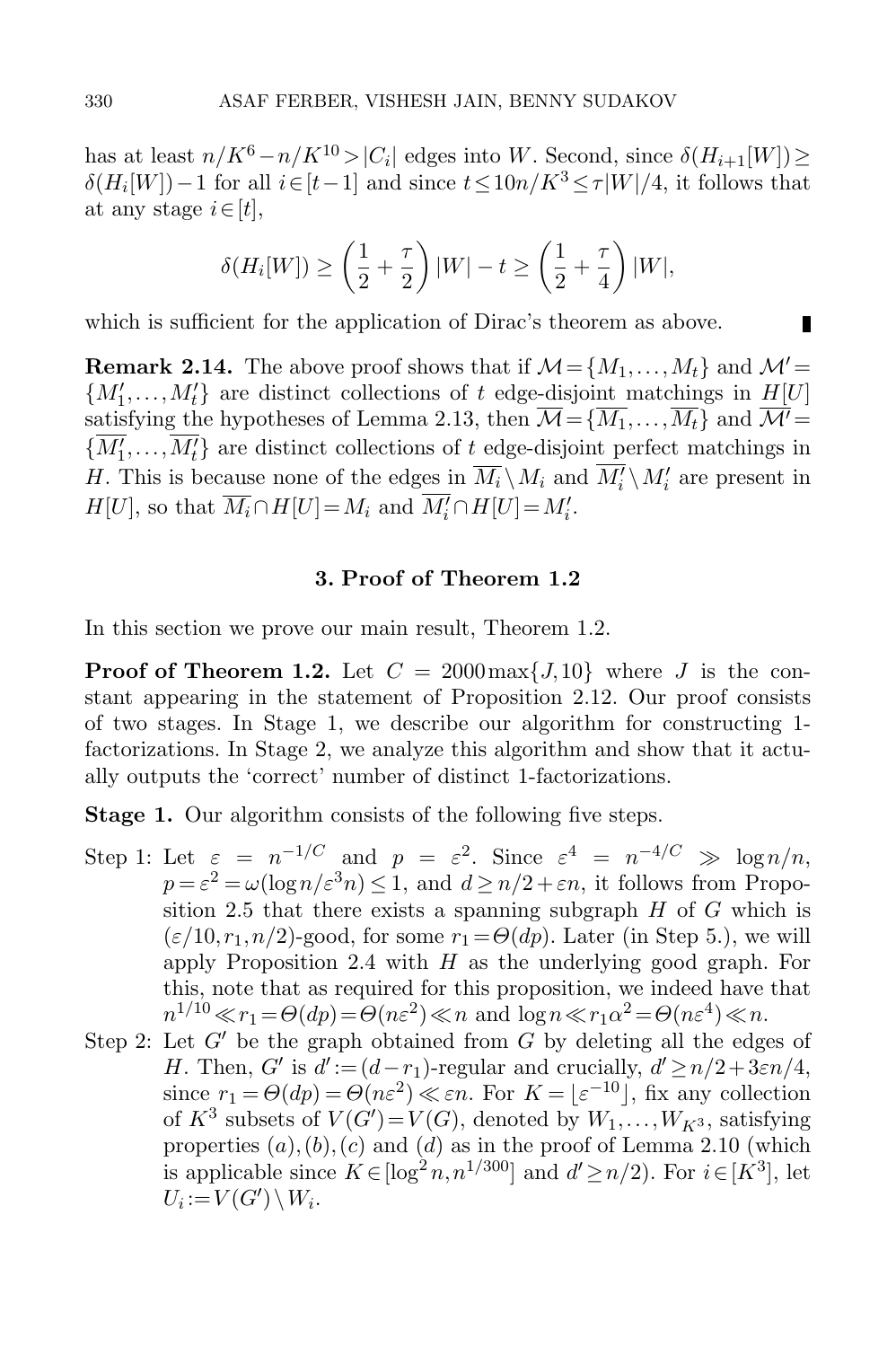has at least $n/K^6 - n/K^{10} > |C_i|$ edges into $W$. Second, since $\delta(H_{i+1}[W]) \geq \delta(H_i[W]) - 1$ for all $i \in [t-1]$ and since $t \leq 10n/K^3 \leq \tau|W|/4$, it follows that at any stage $i \in [t]$,

$$\delta(H_i[W]) \geq \left(\frac{1}{2} + \frac{\tau}{2}\right)|W| - t \geq \left(\frac{1}{2} + \frac{\tau}{4}\right)|W|,$$

which is sufficient for the application of Dirac's theorem as above. ∎

**Remark 2.14.** The above proof shows that if $\mathcal{M} = \{M_1, \ldots, M_t\}$ and $\mathcal{M}' = \{M_1', \ldots, M_t'\}$ are distinct collections of $t$ edge-disjoint matchings in $H[U]$ satisfying the hypotheses of Lemma 2.13, then $\overline{\mathcal{M}} = \{\overline{M_1}, \ldots, \overline{M_t}\}$ and $\overline{\mathcal{M}'} = \{\overline{M_1'}, \ldots, \overline{M_t'}\}$ are distinct collections of $t$ edge-disjoint perfect matchings in $H$. This is because none of the edges in $\overline{M_i} \setminus M_i$ and $\overline{M_i'} \setminus M_i'$ are present in $H[U]$, so that $\overline{M_i} \cap H[U] = M_i$ and $\overline{M_i'} \cap H[U] = M_i'$.

## 3. Proof of Theorem 1.2

In this section we prove our main result, Theorem 1.2.

**Proof of Theorem 1.2.** Let $C = 2000\max\{J, 10\}$ where $J$ is the constant appearing in the statement of Proposition 2.12. Our proof consists of two stages. In Stage 1, we describe our algorithm for constructing 1-factorizations. In Stage 2, we analyze this algorithm and show that it actually outputs the 'correct' number of distinct 1-factorizations.

**Stage 1.** Our algorithm consists of the following five steps.

Step 1: Let $\varepsilon = n^{-1/C}$ and $p = \varepsilon^2$. Since $\varepsilon^4 = n^{-4/C} \gg \log n/n$, $p = \varepsilon^2 = \omega(\log n/\varepsilon^3 n) \leq 1$, and $d \geq n/2 + \varepsilon n$, it follows from Proposition 2.5 that there exists a spanning subgraph $H$ of $G$ which is $(\varepsilon/10, r_1, n/2)$-good, for some $r_1 = \Theta(dp)$. Later (in Step 5.), we will apply Proposition 2.4 with $H$ as the underlying good graph. For this, note that as required for this proposition, we indeed have that $n^{1/10} \ll r_1 = \Theta(dp) = \Theta(n\varepsilon^2) \ll n$ and $\log n \ll r_1\alpha^2 = \Theta(n\varepsilon^4) \ll n$.

Step 2: Let $G'$ be the graph obtained from $G$ by deleting all the edges of $H$. Then, $G'$ is $d' := (d - r_1)$-regular and crucially, $d' \geq n/2 + 3\varepsilon n/4$, since $r_1 = \Theta(dp) = \Theta(n\varepsilon^2) \ll \varepsilon n$. For $K = \lfloor \varepsilon^{-10} \rfloor$, fix any collection of $K^3$ subsets of $V(G') = V(G)$, denoted by $W_1, \ldots, W_{K^3}$, satisfying properties $(a), (b), (c)$ and $(d)$ as in the proof of Lemma 2.10 (which is applicable since $K \in [\log^2 n, n^{1/300}]$ and $d' \geq n/2$). For $i \in [K^3]$, let $U_i := V(G') \setminus W_i$.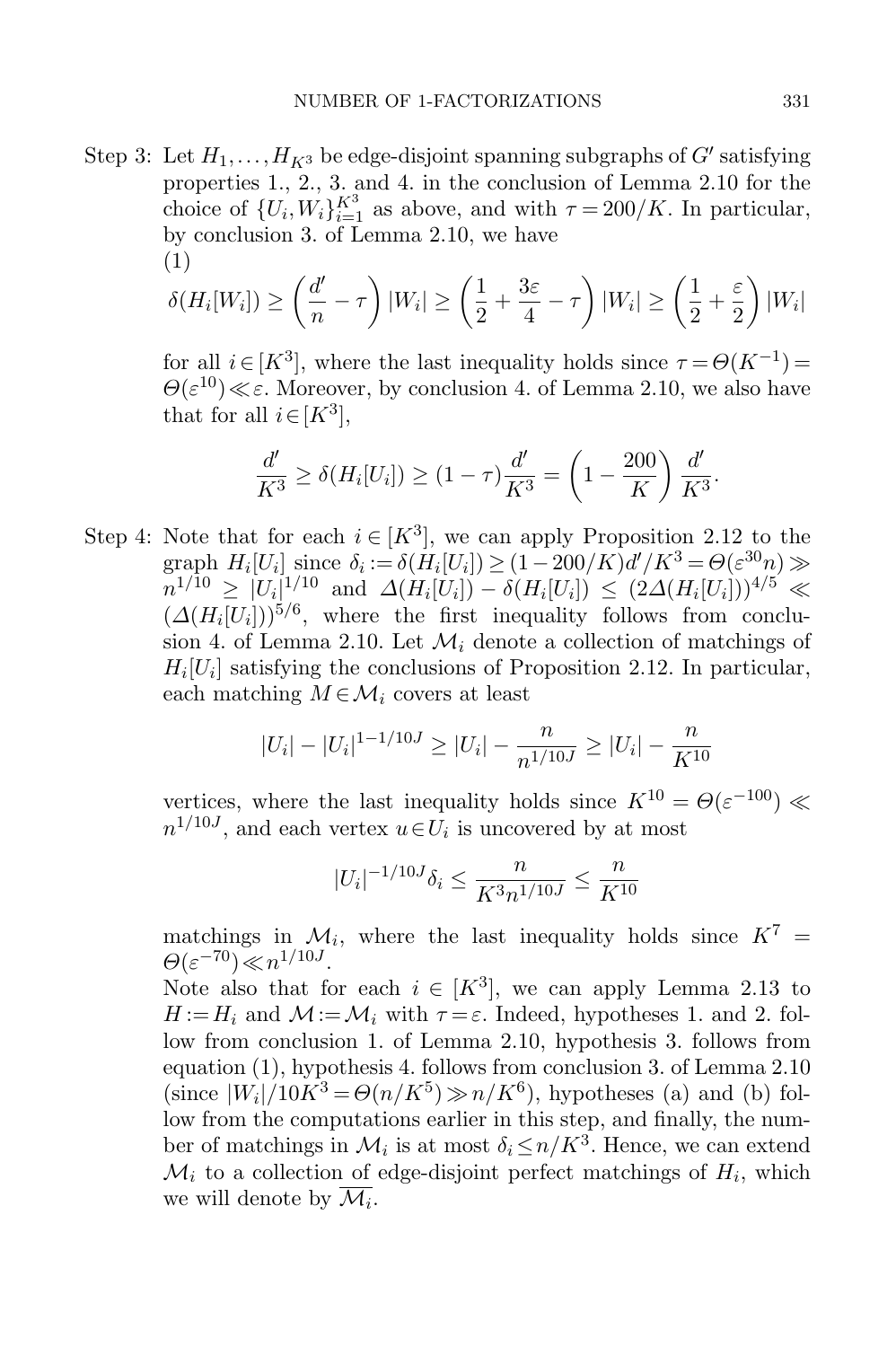Step 3: Let $H_1, \dots, H_{K^3}$ be edge-disjoint spanning subgraphs of $G'$ satisfying properties 1., 2., 3. and 4. in the conclusion of Lemma 2.10 for the choice of $\{U_i, W_i\}_{i=1}^{K^3}$ as above, and with $\tau = 200/K$. In particular, by conclusion 3. of Lemma 2.10, we have

(1)
$$\delta(H_i[W_i]) \geq \left(\frac{d'}{n} - \tau\right)|W_i| \geq \left(\frac{1}{2} + \frac{3\varepsilon}{4} - \tau\right)|W_i| \geq \left(\frac{1}{2} + \frac{\varepsilon}{2}\right)|W_i|$$

for all $i \in [K^3]$, where the last inequality holds since $\tau = \Theta(K^{-1}) = \Theta(\varepsilon^{10}) \ll \varepsilon$. Moreover, by conclusion 4. of Lemma 2.10, we also have that for all $i \in [K^3]$,

$$\frac{d'}{K^3} \geq \delta(H_i[U_i]) \geq (1-\tau)\frac{d'}{K^3} = \left(1 - \frac{200}{K}\right)\frac{d'}{K^3}.$$

Step 4: Note that for each $i \in [K^3]$, we can apply Proposition 2.12 to the graph $H_i[U_i]$ since $\delta_i := \delta(H_i[U_i]) \geq (1 - 200/K)d'/K^3 = \Theta(\varepsilon^{30}n) \gg n^{1/10} \geq |U_i|^{1/10}$ and $\Delta(H_i[U_i]) - \delta(H_i[U_i]) \leq (2\Delta(H_i[U_i]))^{4/5} \ll (\Delta(H_i[U_i]))^{5/6}$, where the first inequality follows from conclusion 4. of Lemma 2.10. Let $\mathcal{M}_i$ denote a collection of matchings of $H_i[U_i]$ satisfying the conclusions of Proposition 2.12. In particular, each matching $M \in \mathcal{M}_i$ covers at least

$$|U_i| - |U_i|^{1-1/10J} \geq |U_i| - \frac{n}{n^{1/10J}} \geq |U_i| - \frac{n}{K^{10}}$$

vertices, where the last inequality holds since $K^{10} = \Theta(\varepsilon^{-100}) \ll n^{1/10J}$, and each vertex $u \in U_i$ is uncovered by at most

$$|U_i|^{-1/10J}\delta_i \leq \frac{n}{K^3 n^{1/10J}} \leq \frac{n}{K^{10}}$$

matchings in $\mathcal{M}_i$, where the last inequality holds since $K^7 = \Theta(\varepsilon^{-70}) \ll n^{1/10J}$.

Note also that for each $i \in [K^3]$, we can apply Lemma 2.13 to $H := H_i$ and $\mathcal{M} := \mathcal{M}_i$ with $\tau = \varepsilon$. Indeed, hypotheses 1. and 2. follow from conclusion 1. of Lemma 2.10, hypothesis 3. follows from equation (1), hypothesis 4. follows from conclusion 3. of Lemma 2.10 (since $|W_i|/10K^3 = \Theta(n/K^5) \gg n/K^6$), hypotheses (a) and (b) follow from the computations earlier in this step, and finally, the number of matchings in $\mathcal{M}_i$ is at most $\delta_i \leq n/K^3$. Hence, we can extend $\mathcal{M}_i$ to a collection of edge-disjoint perfect matchings of $H_i$, which we will denote by $\overline{\mathcal{M}_i}$.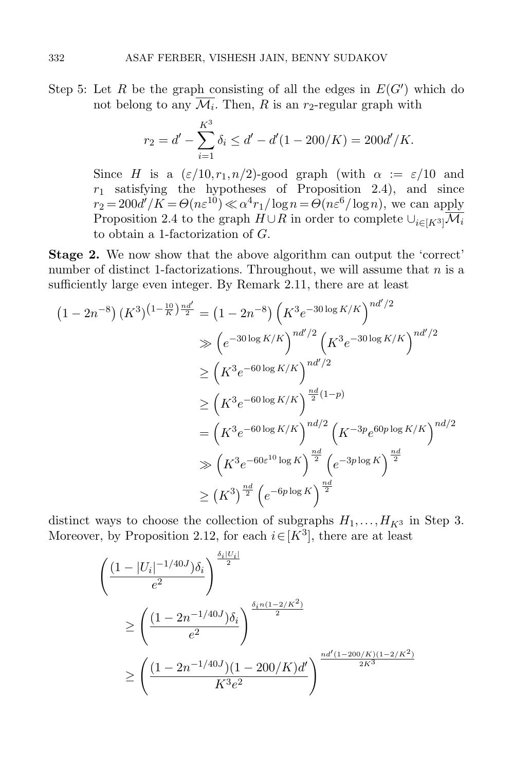Step 5: Let $R$ be the graph consisting of all the edges in $E(G')$ which do not belong to any $\overline{\mathcal{M}_i}$. Then, $R$ is an $r_2$-regular graph with

$$r_2 = d' - \sum_{i=1}^{K^3} \delta_i \leq d' - d'(1 - 200/K) = 200d'/K.$$

Since $H$ is a $(\varepsilon/10, r_1, n/2)$-good graph (with $\alpha := \varepsilon/10$ and $r_1$ satisfying the hypotheses of Proposition 2.4), and since $r_2 = 200d'/K = \Theta(n\varepsilon^{10}) \ll \alpha^4 r_1/\log n = \Theta(n\varepsilon^6/\log n)$, we can apply Proposition 2.4 to the graph $H \cup R$ in order to complete $\cup_{i\in[K^3]}\overline{\mathcal{M}_i}$ to obtain a 1-factorization of $G$.

**Stage 2.** We now show that the above algorithm can output the 'correct' number of distinct 1-factorizations. Throughout, we will assume that $n$ is a sufficiently large even integer. By Remark 2.11, there are at least

$$\begin{aligned}
\left(1 - 2n^{-8}\right)(K^3)^{\left(1-\frac{10}{K}\right)\frac{nd'}{2}} &= \left(1 - 2n^{-8}\right)\left(K^3 e^{-30\log K/K}\right)^{nd'/2} \\
&\gg \left(e^{-30\log K/K}\right)^{nd'/2}\left(K^3 e^{-30\log K/K}\right)^{nd'/2} \\
&\geq \left(K^3 e^{-60\log K/K}\right)^{nd'/2} \\
&\geq \left(K^3 e^{-60\log K/K}\right)^{\frac{nd}{2}(1-p)} \\
&= \left(K^3 e^{-60\log K/K}\right)^{nd/2}\left(K^{-3p} e^{60p\log K/K}\right)^{nd/2} \\
&\gg \left(K^3 e^{-60\varepsilon^{10}\log K}\right)^{\frac{nd}{2}}\left(e^{-3p\log K}\right)^{\frac{nd}{2}} \\
&\geq \left(K^3\right)^{\frac{nd}{2}}\left(e^{-6p\log K}\right)^{\frac{nd}{2}}
\end{aligned}$$

distinct ways to choose the collection of subgraphs $H_1, \ldots, H_{K^3}$ in Step 3. Moreover, by Proposition 2.12, for each $i \in [K^3]$, there are at least

$$\begin{aligned}
&\left(\frac{(1 - |U_i|^{-1/40J})\delta_i}{e^2}\right)^{\frac{\delta_i |U_i|}{2}} \\
&\qquad \geq \left(\frac{(1 - 2n^{-1/40J})\delta_i}{e^2}\right)^{\frac{\delta_i n(1-2/K^2)}{2}} \\
&\qquad \geq \left(\frac{(1 - 2n^{-1/40J})(1 - 200/K)d'}{K^3 e^2}\right)^{\frac{nd'(1-200/K)(1-2/K^2)}{2K^3}}
\end{aligned}$$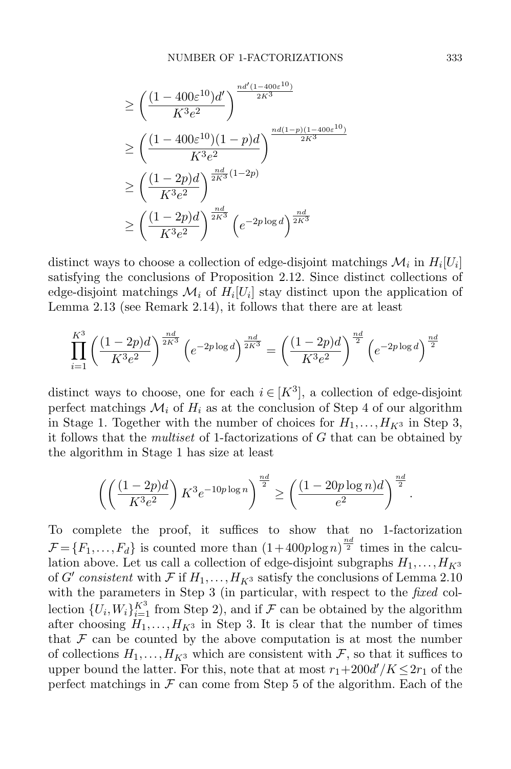$$
\begin{aligned}
&\geq \left(\frac{(1-400\varepsilon^{10})d'}{K^3e^2}\right)^{\frac{nd'(1-400\varepsilon^{10})}{2K^3}} \\
&\geq \left(\frac{(1-400\varepsilon^{10})(1-p)d}{K^3e^2}\right)^{\frac{nd(1-p)(1-400\varepsilon^{10})}{2K^3}} \\
&\geq \left(\frac{(1-2p)d}{K^3e^2}\right)^{\frac{nd}{2K^3}(1-2p)} \\
&\geq \left(\frac{(1-2p)d}{K^3e^2}\right)^{\frac{nd}{2K^3}} \left(e^{-2p\log d}\right)^{\frac{nd}{2K^3}}
\end{aligned}
$$

distinct ways to choose a collection of edge-disjoint matchings $\mathcal{M}_i$ in $H_i[U_i]$ satisfying the conclusions of Proposition 2.12. Since distinct collections of edge-disjoint matchings $\mathcal{M}_i$ of $H_i[U_i]$ stay distinct upon the application of Lemma 2.13 (see Remark 2.14), it follows that there are at least

$$
\prod_{i=1}^{K^3} \left(\frac{(1-2p)d}{K^3e^2}\right)^{\frac{nd}{2K^3}} \left(e^{-2p\log d}\right)^{\frac{nd}{2K^3}} = \left(\frac{(1-2p)d}{K^3e^2}\right)^{\frac{nd}{2}} \left(e^{-2p\log d}\right)^{\frac{nd}{2}}
$$

distinct ways to choose, one for each $i \in [K^3]$, a collection of edge-disjoint perfect matchings $\mathcal{M}_i$ of $H_i$ as at the conclusion of Step 4 of our algorithm in Stage 1. Together with the number of choices for $H_1, \ldots, H_{K^3}$ in Step 3, it follows that the *multiset* of 1-factorizations of $G$ that can be obtained by the algorithm in Stage 1 has size at least

$$
\left(\left(\frac{(1-2p)d}{K^3e^2}\right) K^3 e^{-10p\log n}\right)^{\frac{nd}{2}} \geq \left(\frac{(1-20p\log n)d}{e^2}\right)^{\frac{nd}{2}}.
$$

To complete the proof, it suffices to show that no 1-factorization $\mathcal{F} = \{F_1, \ldots, F_d\}$ is counted more than $(1+400p\log n)^{\frac{nd}{2}}$ times in the calculation above. Let us call a collection of edge-disjoint subgraphs $H_1, \ldots, H_{K^3}$ of $G'$ *consistent* with $\mathcal{F}$ if $H_1, \ldots, H_{K^3}$ satisfy the conclusions of Lemma 2.10 with the parameters in Step 3 (in particular, with respect to the *fixed* collection $\{U_i, W_i\}_{i=1}^{K^3}$ from Step 2), and if $\mathcal{F}$ can be obtained by the algorithm after choosing $H_1, \ldots, H_{K^3}$ in Step 3. It is clear that the number of times that $\mathcal{F}$ can be counted by the above computation is at most the number of collections $H_1, \ldots, H_{K^3}$ which are consistent with $\mathcal{F}$, so that it suffices to upper bound the latter. For this, note that at most $r_1 + 200d'/K \leq 2r_1$ of the perfect matchings in $\mathcal{F}$ can come from Step 5 of the algorithm. Each of the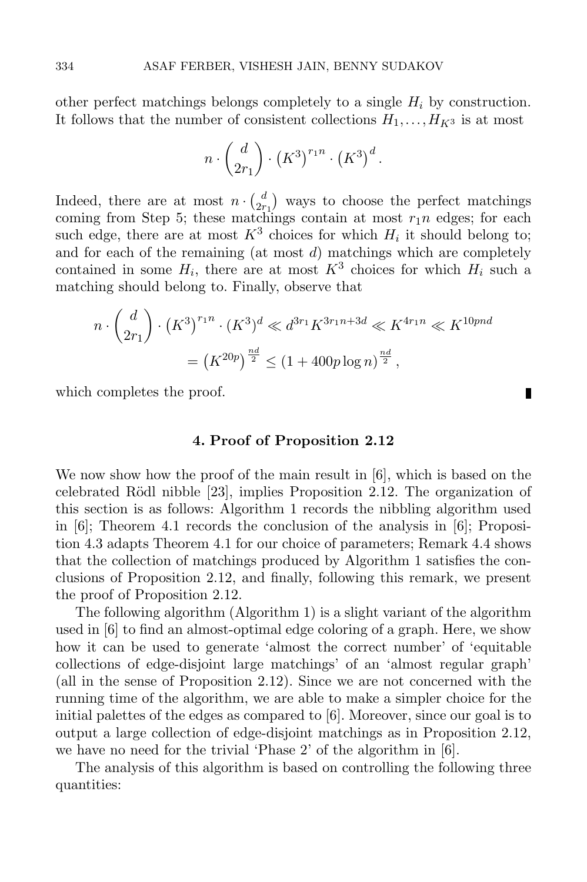other perfect matchings belongs completely to a single $H_i$ by construction. It follows that the number of consistent collections $H_1, \ldots, H_{K^3}$ is at most

$$n \cdot \binom{d}{2r_1} \cdot \left(K^3\right)^{r_1 n} \cdot \left(K^3\right)^d.$$

Indeed, there are at most $n \cdot \binom{d}{2r_1}$ ways to choose the perfect matchings coming from Step 5; these matchings contain at most $r_1 n$ edges; for each such edge, there are at most $K^3$ choices for which $H_i$ it should belong to; and for each of the remaining (at most $d$) matchings which are completely contained in some $H_i$, there are at most $K^3$ choices for which $H_i$ such a matching should belong to. Finally, observe that

$$\begin{aligned} n \cdot \binom{d}{2r_1} \cdot \left(K^3\right)^{r_1 n} \cdot (K^3)^d &\ll d^{3r_1} K^{3r_1 n + 3d} \ll K^{4r_1 n} \ll K^{10pnd} \\ &= \left(K^{20p}\right)^{\frac{nd}{2}} \leq (1 + 400p \log n)^{\frac{nd}{2}}, \end{aligned}$$

which completes the proof. ∎

## 4. Proof of Proposition 2.12

We now show how the proof of the main result in [6], which is based on the celebrated Rödl nibble [23], implies Proposition 2.12. The organization of this section is as follows: Algorithm 1 records the nibbling algorithm used in [6]; Theorem 4.1 records the conclusion of the analysis in [6]; Proposition 4.3 adapts Theorem 4.1 for our choice of parameters; Remark 4.4 shows that the collection of matchings produced by Algorithm 1 satisfies the conclusions of Proposition 2.12, and finally, following this remark, we present the proof of Proposition 2.12.

The following algorithm (Algorithm 1) is a slight variant of the algorithm used in [6] to find an almost-optimal edge coloring of a graph. Here, we show how it can be used to generate 'almost the correct number' of 'equitable collections of edge-disjoint large matchings' of an 'almost regular graph' (all in the sense of Proposition 2.12). Since we are not concerned with the running time of the algorithm, we are able to make a simpler choice for the initial palettes of the edges as compared to [6]. Moreover, since our goal is to output a large collection of edge-disjoint matchings as in Proposition 2.12, we have no need for the trivial 'Phase 2' of the algorithm in [6].

The analysis of this algorithm is based on controlling the following three quantities: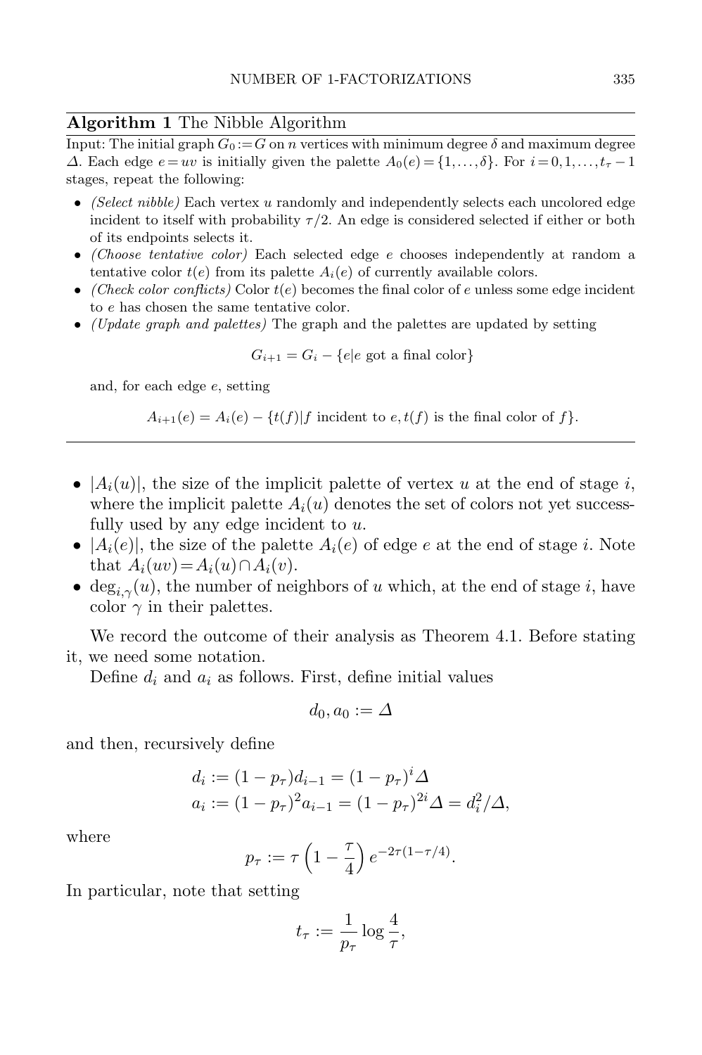**Algorithm 1** The Nibble Algorithm

Input: The initial graph $G_0 := G$ on $n$ vertices with minimum degree $\delta$ and maximum degree $\Delta$. Each edge $e = uv$ is initially given the palette $A_0(e) = \{1, \ldots, \delta\}$. For $i = 0, 1, \ldots, t_\tau - 1$ stages, repeat the following:

- *(Select nibble)* Each vertex $u$ randomly and independently selects each uncolored edge incident to itself with probability $\tau/2$. An edge is considered selected if either or both of its endpoints selects it.
- *(Choose tentative color)* Each selected edge $e$ chooses independently at random a tentative color $t(e)$ from its palette $A_i(e)$ of currently available colors.
- *(Check color conflicts)* Color $t(e)$ becomes the final color of $e$ unless some edge incident to $e$ has chosen the same tentative color.
- *(Update graph and palettes)* The graph and the palettes are updated by setting

$$G_{i+1} = G_i - \{e | e \text{ got a final color}\}$$

and, for each edge $e$, setting

$$A_{i+1}(e) = A_i(e) - \{t(f) | f \text{ incident to } e, t(f) \text{ is the final color of } f\}.$$

---

- $|A_i(u)|$, the size of the implicit palette of vertex $u$ at the end of stage $i$, where the implicit palette $A_i(u)$ denotes the set of colors not yet successfully used by any edge incident to $u$.
- $|A_i(e)|$, the size of the palette $A_i(e)$ of edge $e$ at the end of stage $i$. Note that $A_i(uv) = A_i(u) \cap A_i(v)$.
- $\deg_{i,\gamma}(u)$, the number of neighbors of $u$ which, at the end of stage $i$, have color $\gamma$ in their palettes.

We record the outcome of their analysis as Theorem 4.1. Before stating it, we need some notation.

Define $d_i$ and $a_i$ as follows. First, define initial values

$$d_0, a_0 := \Delta$$

and then, recursively define

$$d_i := (1 - p_\tau) d_{i-1} = (1 - p_\tau)^i \Delta$$
$$a_i := (1 - p_\tau)^2 a_{i-1} = (1 - p_\tau)^{2i} \Delta = d_i^2 / \Delta,$$

where

$$p_\tau := \tau \left(1 - \frac{\tau}{4}\right) e^{-2\tau(1 - \tau/4)}.$$

In particular, note that setting

$$t_\tau := \frac{1}{p_\tau} \log \frac{4}{\tau},$$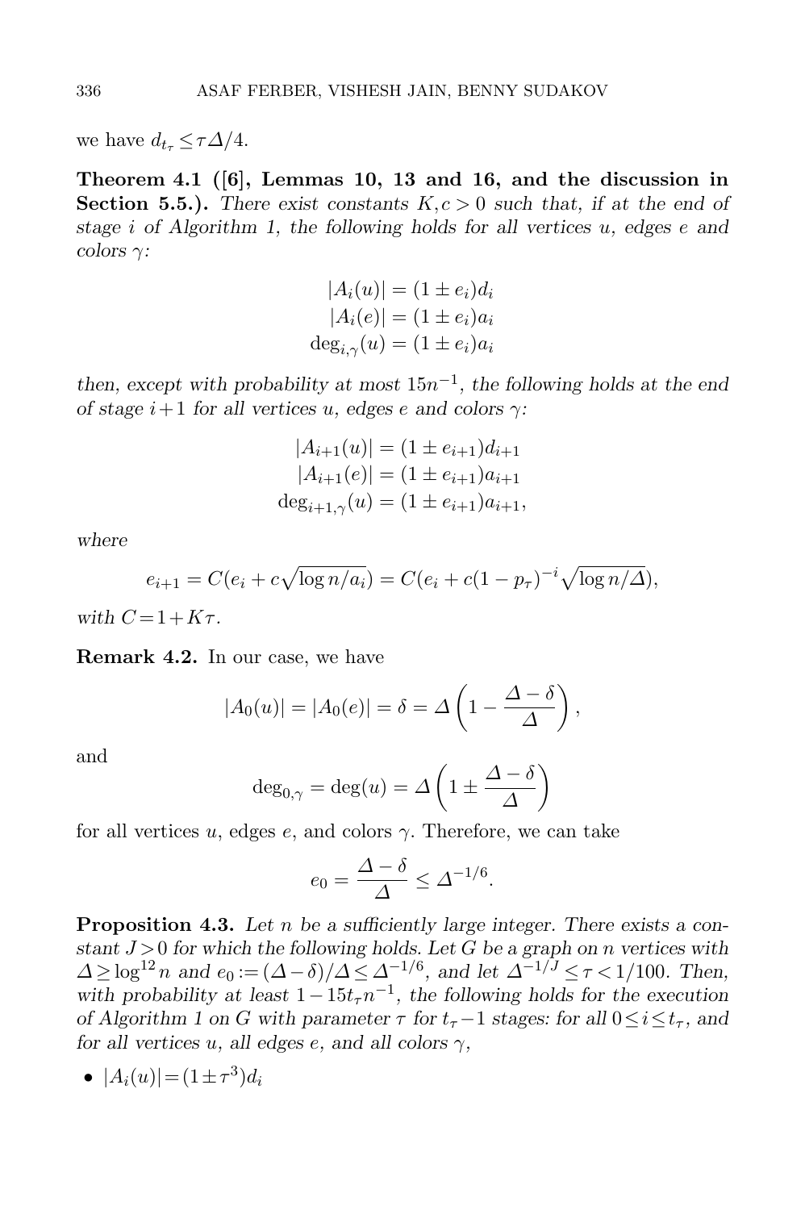we have $d_{t_\tau} \le \tau\Delta/4$.

**Theorem 4.1 ([6], Lemmas 10, 13 and 16, and the discussion in Section 5.5.).** *There exist constants $K, c > 0$ such that, if at the end of stage $i$ of Algorithm 1, the following holds for all vertices $u$, edges $e$ and colors $\gamma$:*

$$|A_i(u)| = (1 \pm e_i)d_i$$
$$|A_i(e)| = (1 \pm e_i)a_i$$
$$\deg_{i,\gamma}(u) = (1 \pm e_i)a_i$$

*then, except with probability at most $15n^{-1}$, the following holds at the end of stage $i+1$ for all vertices $u$, edges $e$ and colors $\gamma$:*

$$|A_{i+1}(u)| = (1 \pm e_{i+1})d_{i+1}$$
$$|A_{i+1}(e)| = (1 \pm e_{i+1})a_{i+1}$$
$$\deg_{i+1,\gamma}(u) = (1 \pm e_{i+1})a_{i+1},$$

*where*

$$e_{i+1} = C(e_i + c\sqrt{\log n/a_i}) = C(e_i + c(1-p_\tau)^{-i}\sqrt{\log n/\Delta}),$$

*with $C = 1 + K\tau$.*

**Remark 4.2.** In our case, we have

$$|A_0(u)| = |A_0(e)| = \delta = \Delta\left(1 - \frac{\Delta - \delta}{\Delta}\right),$$

and

$$\deg_{0,\gamma} = \deg(u) = \Delta\left(1 \pm \frac{\Delta - \delta}{\Delta}\right)$$

for all vertices $u$, edges $e$, and colors $\gamma$. Therefore, we can take

$$e_0 = \frac{\Delta - \delta}{\Delta} \le \Delta^{-1/6}.$$

**Proposition 4.3.** *Let $n$ be a sufficiently large integer. There exists a constant $J > 0$ for which the following holds. Let $G$ be a graph on $n$ vertices with $\Delta \ge \log^{12} n$ and $e_0 := (\Delta - \delta)/\Delta \le \Delta^{-1/6}$, and let $\Delta^{-1/J} \le \tau < 1/100$. Then, with probability at least $1 - 15t_\tau n^{-1}$, the following holds for the execution of Algorithm 1 on $G$ with parameter $\tau$ for $t_\tau - 1$ stages: for all $0 \le i \le t_\tau$, and for all vertices $u$, all edges $e$, and all colors $\gamma$,*

- $|A_i(u)| = (1 \pm \tau^3)d_i$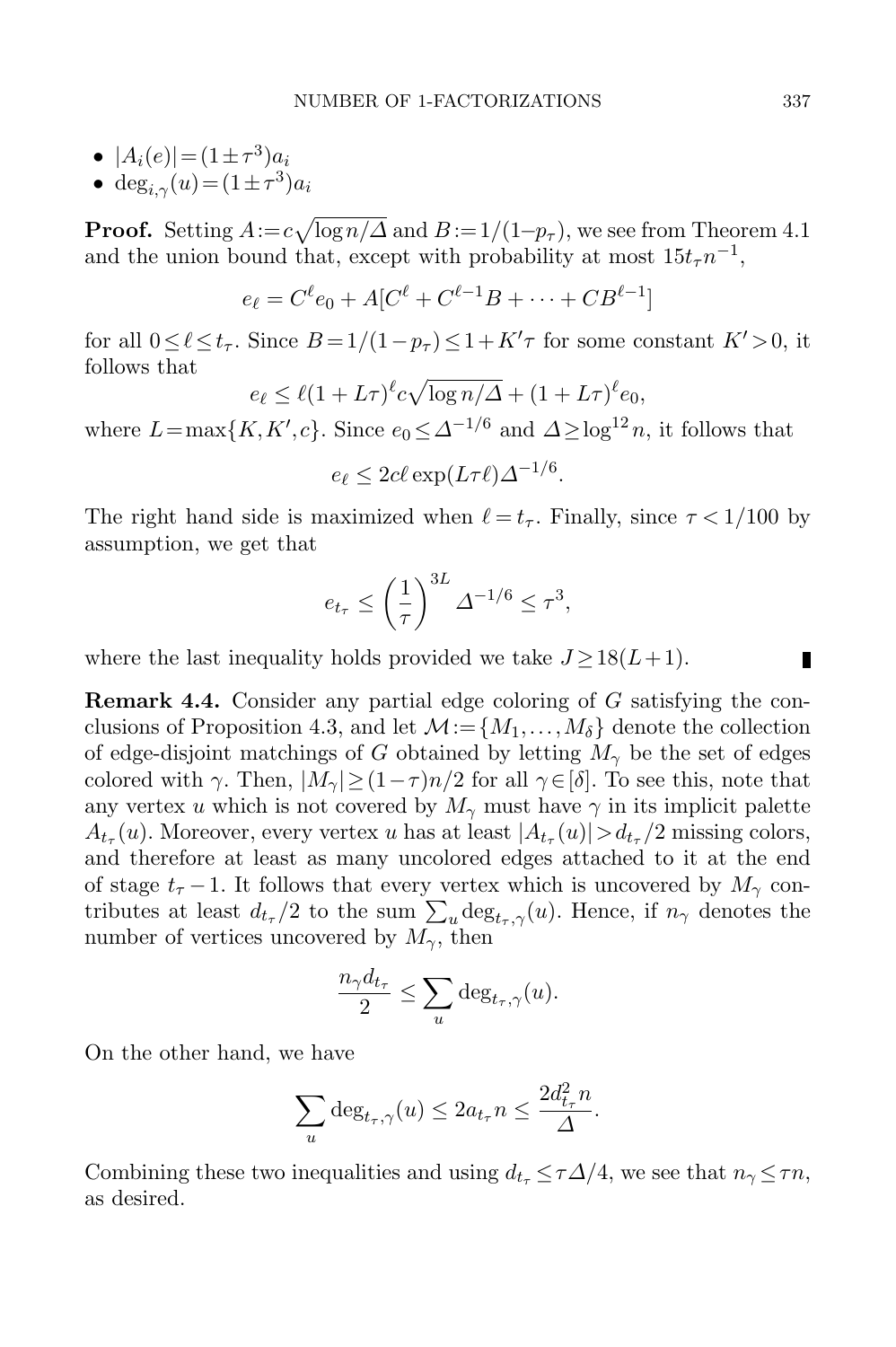- $|A_i(e)| = (1 \pm \tau^3)a_i$
- $\deg_{i,\gamma}(u) = (1 \pm \tau^3)a_i$

**Proof.** Setting $A := c\sqrt{\log n/\Delta}$ and $B := 1/(1-p_\tau)$, we see from Theorem 4.1 and the union bound that, except with probability at most $15t_\tau n^{-1}$,

$$e_\ell = C^\ell e_0 + A[C^\ell + C^{\ell-1}B + \cdots + CB^{\ell-1}]$$

for all $0 \leq \ell \leq t_\tau$. Since $B = 1/(1-p_\tau) \leq 1 + K'\tau$ for some constant $K' > 0$, it follows that

$$e_\ell \leq \ell(1+L\tau)^\ell c\sqrt{\log n/\Delta} + (1+L\tau)^\ell e_0,$$

where $L = \max\{K, K', c\}$. Since $e_0 \leq \Delta^{-1/6}$ and $\Delta \geq \log^{12} n$, it follows that

$$e_\ell \leq 2c\ell \exp(L\tau\ell)\Delta^{-1/6}.$$

The right hand side is maximized when $\ell = t_\tau$. Finally, since $\tau < 1/100$ by assumption, we get that

$$e_{t_\tau} \leq \left(\frac{1}{\tau}\right)^{3L} \Delta^{-1/6} \leq \tau^3,$$

where the last inequality holds provided we take $J \geq 18(L+1)$. ∎

**Remark 4.4.** Consider any partial edge coloring of $G$ satisfying the conclusions of Proposition 4.3, and let $\mathcal{M} := \{M_1, \ldots, M_\delta\}$ denote the collection of edge-disjoint matchings of $G$ obtained by letting $M_\gamma$ be the set of edges colored with $\gamma$. Then, $|M_\gamma| \geq (1-\tau)n/2$ for all $\gamma \in [\delta]$. To see this, note that any vertex $u$ which is not covered by $M_\gamma$ must have $\gamma$ in its implicit palette $A_{t_\tau}(u)$. Moreover, every vertex $u$ has at least $|A_{t_\tau}(u)| > d_{t_\tau}/2$ missing colors, and therefore at least as many uncolored edges attached to it at the end of stage $t_\tau - 1$. It follows that every vertex which is uncovered by $M_\gamma$ contributes at least $d_{t_\tau}/2$ to the sum $\sum_u \deg_{t_\tau,\gamma}(u)$. Hence, if $n_\gamma$ denotes the number of vertices uncovered by $M_\gamma$, then

$$\frac{n_\gamma d_{t_\tau}}{2} \leq \sum_u \deg_{t_\tau,\gamma}(u).$$

On the other hand, we have

$$\sum_u \deg_{t_\tau,\gamma}(u) \leq 2a_{t_\tau} n \leq \frac{2d_{t_\tau}^2 n}{\Delta}.$$

Combining these two inequalities and using $d_{t_\tau} \leq \tau\Delta/4$, we see that $n_\gamma \leq \tau n$, as desired.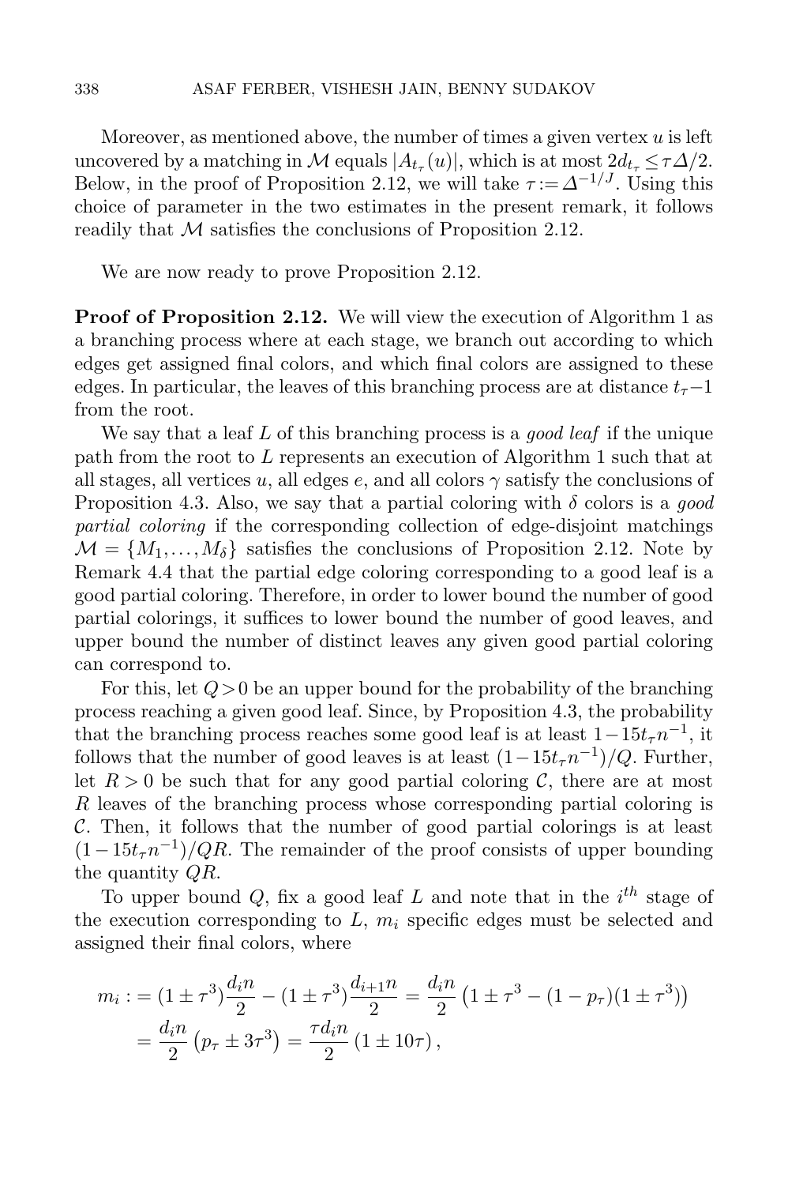Moreover, as mentioned above, the number of times a given vertex $u$ is left uncovered by a matching in $\mathcal{M}$ equals $|A_{t_\tau}(u)|$, which is at most $2d_{t_\tau} \le \tau\Delta/2$. Below, in the proof of Proposition 2.12, we will take $\tau := \Delta^{-1/J}$. Using this choice of parameter in the two estimates in the present remark, it follows readily that $\mathcal{M}$ satisfies the conclusions of Proposition 2.12.

We are now ready to prove Proposition 2.12.

**Proof of Proposition 2.12.** We will view the execution of Algorithm 1 as a branching process where at each stage, we branch out according to which edges get assigned final colors, and which final colors are assigned to these edges. In particular, the leaves of this branching process are at distance $t_\tau - 1$ from the root.

We say that a leaf $L$ of this branching process is a *good leaf* if the unique path from the root to $L$ represents an execution of Algorithm 1 such that at all stages, all vertices $u$, all edges $e$, and all colors $\gamma$ satisfy the conclusions of Proposition 4.3. Also, we say that a partial coloring with $\delta$ colors is a *good partial coloring* if the corresponding collection of edge-disjoint matchings $\mathcal{M} = \{M_1, \dots, M_\delta\}$ satisfies the conclusions of Proposition 2.12. Note by Remark 4.4 that the partial edge coloring corresponding to a good leaf is a good partial coloring. Therefore, in order to lower bound the number of good partial colorings, it suffices to lower bound the number of good leaves, and upper bound the number of distinct leaves any given good partial coloring can correspond to.

For this, let $Q > 0$ be an upper bound for the probability of the branching process reaching a given good leaf. Since, by Proposition 4.3, the probability that the branching process reaches some good leaf is at least $1 - 15t_\tau n^{-1}$, it follows that the number of good leaves is at least $(1 - 15t_\tau n^{-1})/Q$. Further, let $R > 0$ be such that for any good partial coloring $\mathcal{C}$, there are at most $R$ leaves of the branching process whose corresponding partial coloring is $\mathcal{C}$. Then, it follows that the number of good partial colorings is at least $(1 - 15t_\tau n^{-1})/QR$. The remainder of the proof consists of upper bounding the quantity $QR$.

To upper bound $Q$, fix a good leaf $L$ and note that in the $i^{th}$ stage of the execution corresponding to $L$, $m_i$ specific edges must be selected and assigned their final colors, where

$$
\begin{aligned}
m_i :&= (1 \pm \tau^3)\frac{d_i n}{2} - (1 \pm \tau^3)\frac{d_{i+1} n}{2} = \frac{d_i n}{2}\left(1 \pm \tau^3 - (1 - p_\tau)(1 \pm \tau^3)\right) \\
&= \frac{d_i n}{2}\left(p_\tau \pm 3\tau^3\right) = \frac{\tau d_i n}{2}\left(1 \pm 10\tau\right),
\end{aligned}
$$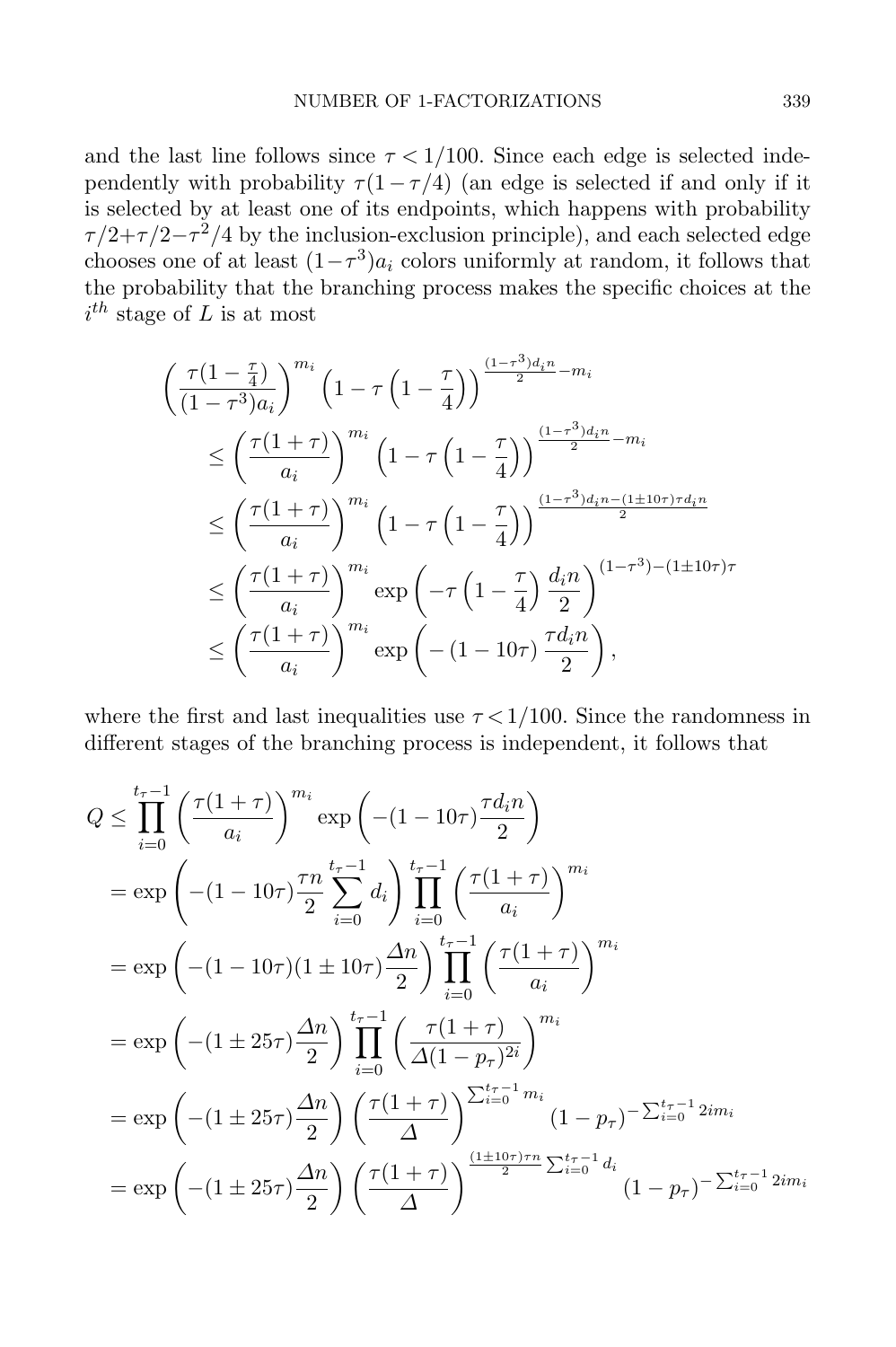and the last line follows since $\tau < 1/100$. Since each edge is selected independently with probability $\tau(1-\tau/4)$ (an edge is selected if and only if it is selected by at least one of its endpoints, which happens with probability $\tau/2+\tau/2-\tau^2/4$ by the inclusion-exclusion principle), and each selected edge chooses one of at least $(1-\tau^3)a_i$ colors uniformly at random, it follows that the probability that the branching process makes the specific choices at the $i^{th}$ stage of $L$ is at most

$$
\begin{aligned}
&\left(\frac{\tau(1-\frac{\tau}{4})}{(1-\tau^3)a_i}\right)^{m_i}\left(1-\tau\left(1-\frac{\tau}{4}\right)\right)^{\frac{(1-\tau^3)d_i n}{2}-m_i} \\
&\quad \leq \left(\frac{\tau(1+\tau)}{a_i}\right)^{m_i}\left(1-\tau\left(1-\frac{\tau}{4}\right)\right)^{\frac{(1-\tau^3)d_i n}{2}-m_i} \\
&\quad \leq \left(\frac{\tau(1+\tau)}{a_i}\right)^{m_i}\left(1-\tau\left(1-\frac{\tau}{4}\right)\right)^{\frac{(1-\tau^3)d_i n-(1\pm 10\tau)\tau d_i n}{2}} \\
&\quad \leq \left(\frac{\tau(1+\tau)}{a_i}\right)^{m_i}\exp\left(-\tau\left(1-\frac{\tau}{4}\right)\frac{d_i n}{2}\right)^{(1-\tau^3)-(1\pm 10\tau)\tau} \\
&\quad \leq \left(\frac{\tau(1+\tau)}{a_i}\right)^{m_i}\exp\left(-\left(1-10\tau\right)\frac{\tau d_i n}{2}\right),
\end{aligned}
$$

where the first and last inequalities use $\tau < 1/100$. Since the randomness in different stages of the branching process is independent, it follows that

$$
\begin{aligned}
Q &\leq \prod_{i=0}^{t_\tau-1}\left(\frac{\tau(1+\tau)}{a_i}\right)^{m_i}\exp\left(-(1-10\tau)\frac{\tau d_i n}{2}\right) \\
&= \exp\left(-(1-10\tau)\frac{\tau n}{2}\sum_{i=0}^{t_\tau-1} d_i\right)\prod_{i=0}^{t_\tau-1}\left(\frac{\tau(1+\tau)}{a_i}\right)^{m_i} \\
&= \exp\left(-(1-10\tau)(1\pm 10\tau)\frac{\Delta n}{2}\right)\prod_{i=0}^{t_\tau-1}\left(\frac{\tau(1+\tau)}{a_i}\right)^{m_i} \\
&= \exp\left(-(1\pm 25\tau)\frac{\Delta n}{2}\right)\prod_{i=0}^{t_\tau-1}\left(\frac{\tau(1+\tau)}{\Delta(1-p_\tau)^{2i}}\right)^{m_i} \\
&= \exp\left(-(1\pm 25\tau)\frac{\Delta n}{2}\right)\left(\frac{\tau(1+\tau)}{\Delta}\right)^{\sum_{i=0}^{t_\tau-1} m_i}(1-p_\tau)^{-\sum_{i=0}^{t_\tau-1} 2i m_i} \\
&= \exp\left(-(1\pm 25\tau)\frac{\Delta n}{2}\right)\left(\frac{\tau(1+\tau)}{\Delta}\right)^{\frac{(1\pm 10\tau)\tau n}{2}\sum_{i=0}^{t_\tau-1} d_i}(1-p_\tau)^{-\sum_{i=0}^{t_\tau-1} 2i m_i}
\end{aligned}
$$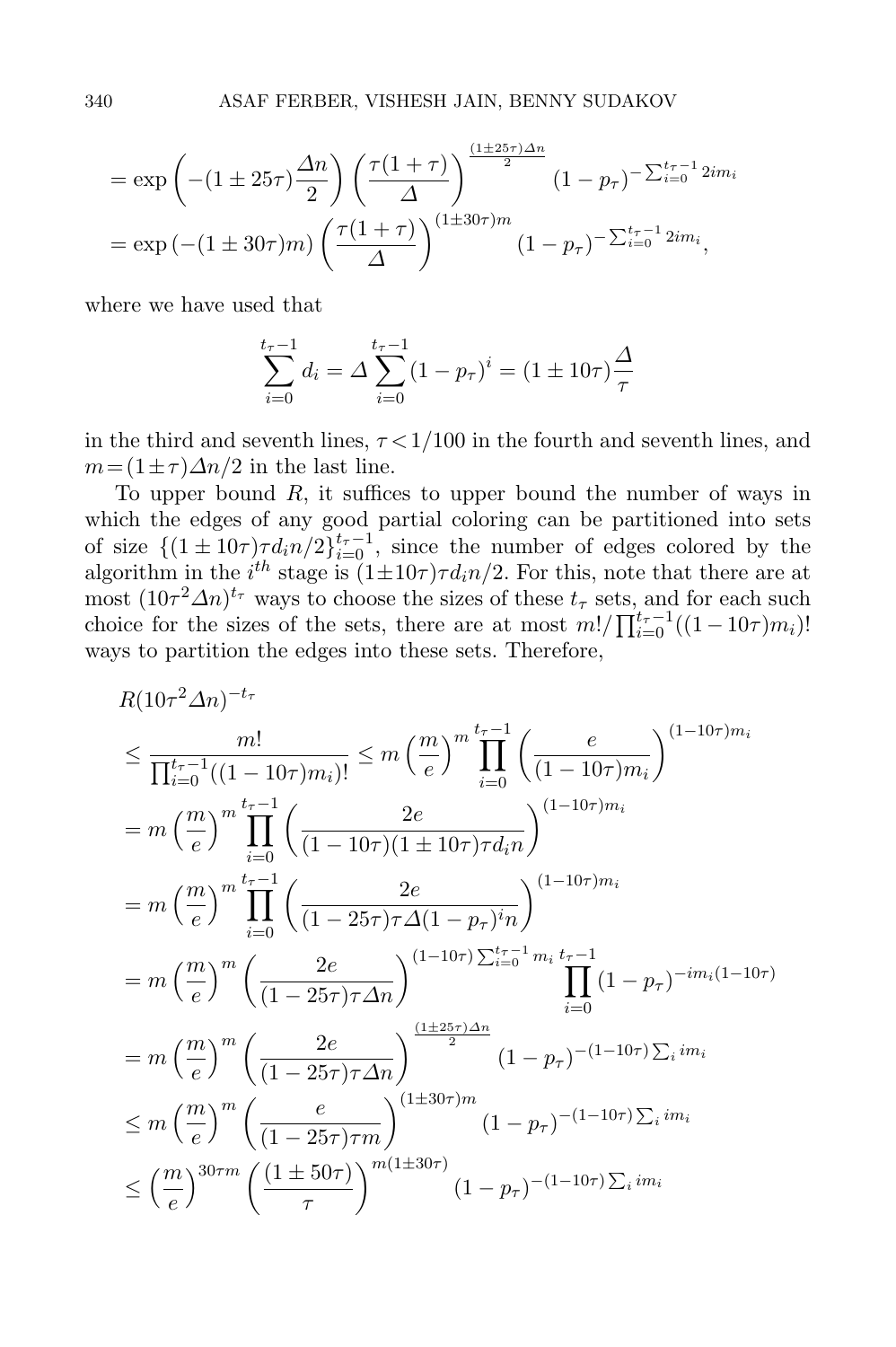$$= \exp\left(-(1 \pm 25\tau)\frac{\Delta n}{2}\right)\left(\frac{\tau(1+\tau)}{\Delta}\right)^{\frac{(1\pm 25\tau)\Delta n}{2}}(1-p_\tau)^{-\sum_{i=0}^{t_\tau-1} 2im_i}$$
$$= \exp\left(-(1 \pm 30\tau)m\right)\left(\frac{\tau(1+\tau)}{\Delta}\right)^{(1\pm 30\tau)m}(1-p_\tau)^{-\sum_{i=0}^{t_\tau-1} 2im_i},$$

where we have used that

$$\sum_{i=0}^{t_\tau-1} d_i = \Delta \sum_{i=0}^{t_\tau-1}(1-p_\tau)^i = (1\pm 10\tau)\frac{\Delta}{\tau}$$

in the third and seventh lines, $\tau < 1/100$ in the fourth and seventh lines, and $m = (1\pm\tau)\Delta n/2$ in the last line.

To upper bound $R$, it suffices to upper bound the number of ways in which the edges of any good partial coloring can be partitioned into sets of size $\{(1\pm 10\tau)\tau d_i n/2\}_{i=0}^{t_\tau-1}$, since the number of edges colored by the algorithm in the $i^{th}$ stage is $(1\pm 10\tau)\tau d_i n/2$. For this, note that there are at most $(10\tau^2\Delta n)^{t_\tau}$ ways to choose the sizes of these $t_\tau$ sets, and for each such choice for the sizes of the sets, there are at most $m!/\prod_{i=0}^{t_\tau-1}((1-10\tau)m_i)!$ ways to partition the edges into these sets. Therefore,

$$R(10\tau^2\Delta n)^{-t_\tau}$$
$$\leq \frac{m!}{\prod_{i=0}^{t_\tau-1}((1-10\tau)m_i)!} \leq m\left(\frac{m}{e}\right)^m \prod_{i=0}^{t_\tau-1}\left(\frac{e}{(1-10\tau)m_i}\right)^{(1-10\tau)m_i}$$
$$= m\left(\frac{m}{e}\right)^m \prod_{i=0}^{t_\tau-1}\left(\frac{2e}{(1-10\tau)(1\pm 10\tau)\tau d_i n}\right)^{(1-10\tau)m_i}$$
$$= m\left(\frac{m}{e}\right)^m \prod_{i=0}^{t_\tau-1}\left(\frac{2e}{(1-25\tau)\tau\Delta(1-p_\tau)^i n}\right)^{(1-10\tau)m_i}$$
$$= m\left(\frac{m}{e}\right)^m \left(\frac{2e}{(1-25\tau)\tau\Delta n}\right)^{(1-10\tau)\sum_{i=0}^{t_\tau-1} m_i}\prod_{i=0}^{t_\tau-1}(1-p_\tau)^{-im_i(1-10\tau)}$$
$$= m\left(\frac{m}{e}\right)^m \left(\frac{2e}{(1-25\tau)\tau\Delta n}\right)^{\frac{(1\pm 25\tau)\Delta n}{2}}(1-p_\tau)^{-(1-10\tau)\sum_i im_i}$$
$$\leq m\left(\frac{m}{e}\right)^m \left(\frac{e}{(1-25\tau)\tau m}\right)^{(1\pm 30\tau)m}(1-p_\tau)^{-(1-10\tau)\sum_i im_i}$$
$$\leq \left(\frac{m}{e}\right)^{30\tau m}\left(\frac{(1\pm 50\tau)}{\tau}\right)^{m(1\pm 30\tau)}(1-p_\tau)^{-(1-10\tau)\sum_i im_i}$$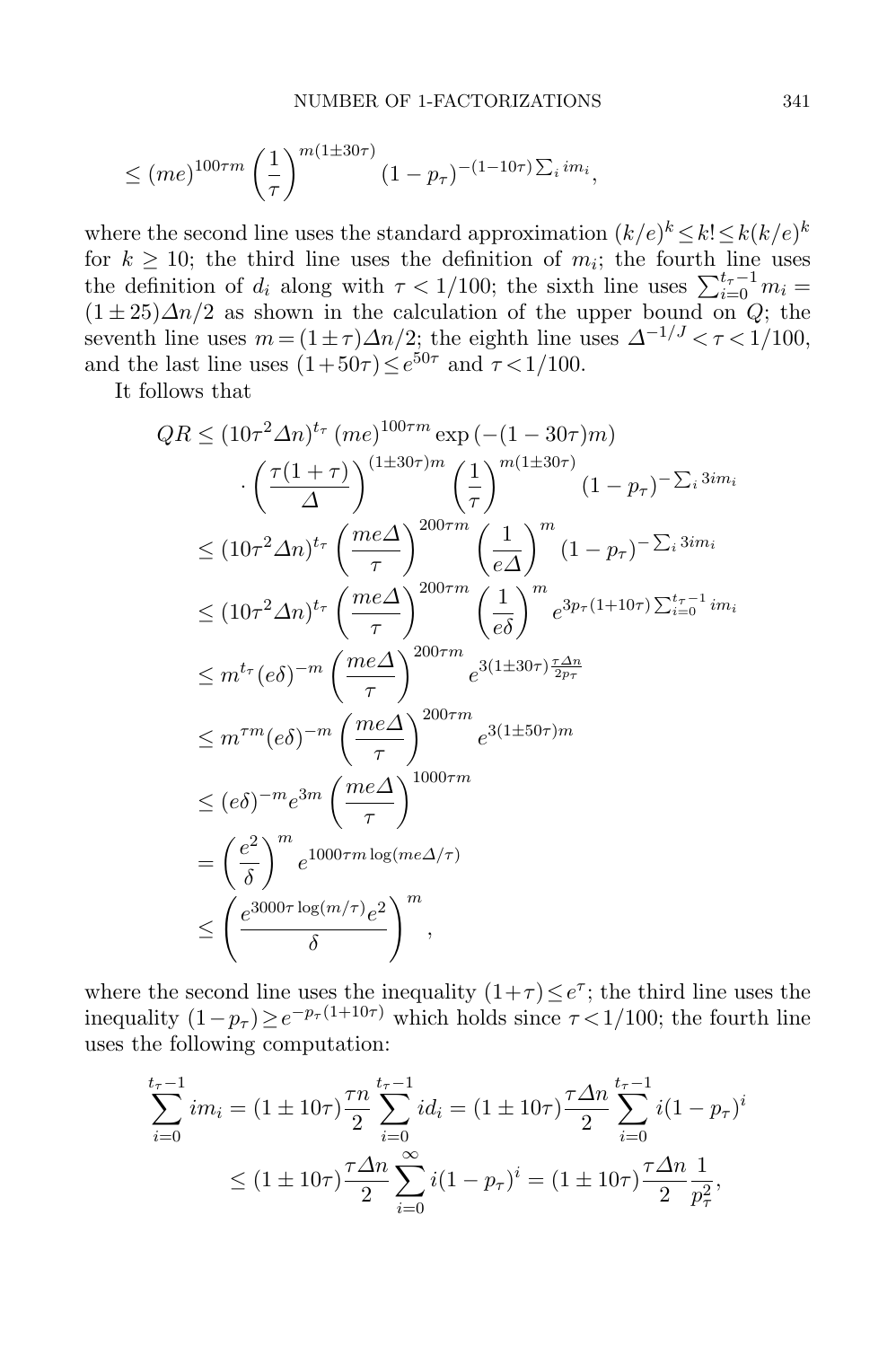$$\leq (me)^{100\tau m} \left(\frac{1}{\tau}\right)^{m(1\pm 30\tau)} (1-p_\tau)^{-(1-10\tau)\sum_i im_i},$$

where the second line uses the standard approximation $(k/e)^k \leq k! \leq k(k/e)^k$ for $k \geq 10$; the third line uses the definition of $m_i$; the fourth line uses the definition of $d_i$ along with $\tau < 1/100$; the sixth line uses $\sum_{i=0}^{t_\tau - 1} m_i = (1 \pm 25)\Delta n/2$ as shown in the calculation of the upper bound on $Q$; the seventh line uses $m = (1 \pm \tau)\Delta n/2$; the eighth line uses $\Delta^{-1/J} < \tau < 1/100$, and the last line uses $(1+50\tau) \leq e^{50\tau}$ and $\tau < 1/100$.

It follows that

$$\begin{aligned}
QR &\leq (10\tau^2 \Delta n)^{t_\tau} (me)^{100\tau m} \exp\left(-(1-30\tau)m\right) \\
&\qquad \cdot \left(\frac{\tau(1+\tau)}{\Delta}\right)^{(1\pm 30\tau)m} \left(\frac{1}{\tau}\right)^{m(1\pm 30\tau)} (1-p_\tau)^{-\sum_i 3im_i} \\
&\leq (10\tau^2 \Delta n)^{t_\tau} \left(\frac{me\Delta}{\tau}\right)^{200\tau m} \left(\frac{1}{e\Delta}\right)^m (1-p_\tau)^{-\sum_i 3im_i} \\
&\leq (10\tau^2 \Delta n)^{t_\tau} \left(\frac{me\Delta}{\tau}\right)^{200\tau m} \left(\frac{1}{e\delta}\right)^m e^{3p_\tau(1+10\tau)\sum_{i=0}^{t_\tau-1} im_i} \\
&\leq m^{t_\tau} (e\delta)^{-m} \left(\frac{me\Delta}{\tau}\right)^{200\tau m} e^{3(1\pm 30\tau)\frac{\tau\Delta n}{2p_\tau}} \\
&\leq m^{\tau m} (e\delta)^{-m} \left(\frac{me\Delta}{\tau}\right)^{200\tau m} e^{3(1\pm 50\tau)m} \\
&\leq (e\delta)^{-m} e^{3m} \left(\frac{me\Delta}{\tau}\right)^{1000\tau m} \\
&= \left(\frac{e^2}{\delta}\right)^m e^{1000\tau m \log(me\Delta/\tau)} \\
&\leq \left(\frac{e^{3000\tau \log(m/\tau)} e^2}{\delta}\right)^m,
\end{aligned}$$

where the second line uses the inequality $(1+\tau) \leq e^\tau$; the third line uses the inequality $(1-p_\tau) \geq e^{-p_\tau(1+10\tau)}$ which holds since $\tau < 1/100$; the fourth line uses the following computation:

$$\begin{aligned}
\sum_{i=0}^{t_\tau - 1} im_i &= (1 \pm 10\tau)\frac{\tau n}{2} \sum_{i=0}^{t_\tau-1} id_i = (1 \pm 10\tau)\frac{\tau\Delta n}{2} \sum_{i=0}^{t_\tau-1} i(1-p_\tau)^i \\
&\leq (1 \pm 10\tau)\frac{\tau\Delta n}{2} \sum_{i=0}^{\infty} i(1-p_\tau)^i = (1 \pm 10\tau)\frac{\tau\Delta n}{2} \frac{1}{p_\tau^2},
\end{aligned}$$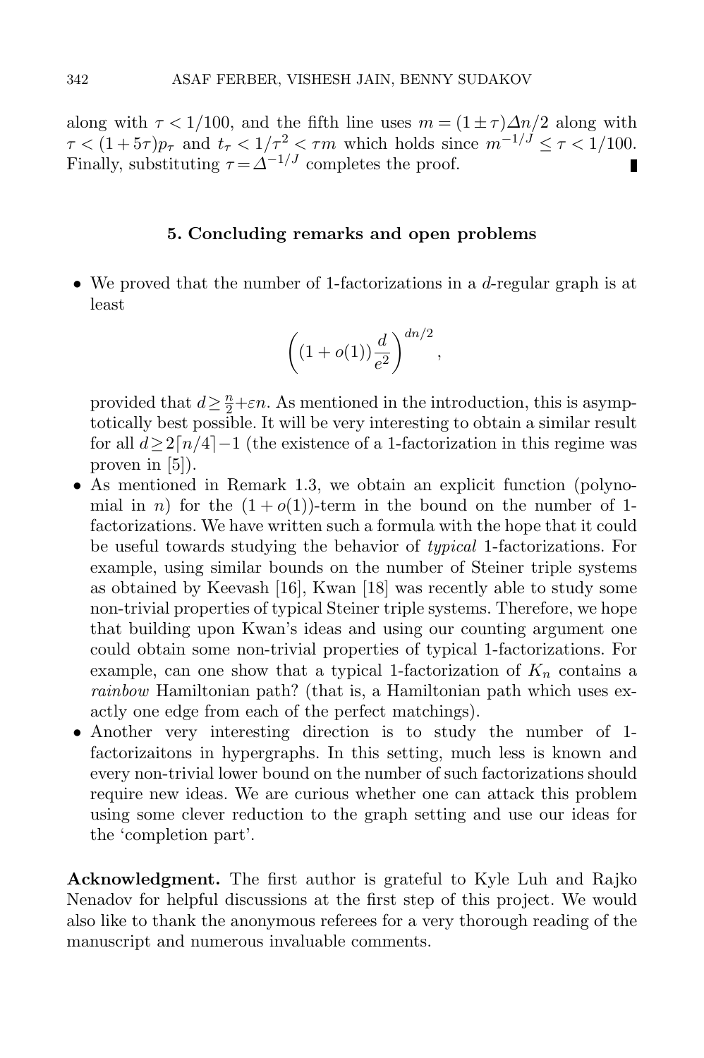along with $\tau < 1/100$, and the fifth line uses $m = (1 \pm \tau)\Delta n/2$ along with $\tau < (1+5\tau)p_\tau$ and $t_\tau < 1/\tau^2 < \tau m$ which holds since $m^{-1/J} \leq \tau < 1/100$. Finally, substituting $\tau = \Delta^{-1/J}$ completes the proof. ∎

## 5. Concluding remarks and open problems

- We proved that the number of 1-factorizations in a $d$-regular graph is at least

$$\left((1+o(1))\frac{d}{e^2}\right)^{dn/2},$$

provided that $d \geq \frac{n}{2} + \varepsilon n$. As mentioned in the introduction, this is asymptotically best possible. It will be very interesting to obtain a similar result for all $d \geq 2\lceil n/4 \rceil - 1$ (the existence of a 1-factorization in this regime was proven in [5]).
- As mentioned in Remark 1.3, we obtain an explicit function (polynomial in $n$) for the $(1+o(1))$-term in the bound on the number of 1-factorizations. We have written such a formula with the hope that it could be useful towards studying the behavior of *typical* 1-factorizations. For example, using similar bounds on the number of Steiner triple systems as obtained by Keevash [16], Kwan [18] was recently able to study some non-trivial properties of typical Steiner triple systems. Therefore, we hope that building upon Kwan's ideas and using our counting argument one could obtain some non-trivial properties of typical 1-factorizations. For example, can one show that a typical 1-factorization of $K_n$ contains a *rainbow* Hamiltonian path? (that is, a Hamiltonian path which uses exactly one edge from each of the perfect matchings).
- Another very interesting direction is to study the number of 1-factorizaitons in hypergraphs. In this setting, much less is known and every non-trivial lower bound on the number of such factorizations should require new ideas. We are curious whether one can attack this problem using some clever reduction to the graph setting and use our ideas for the 'completion part'.

**Acknowledgment.** The first author is grateful to Kyle Luh and Rajko Nenadov for helpful discussions at the first step of this project. We would also like to thank the anonymous referees for a very thorough reading of the manuscript and numerous invaluable comments.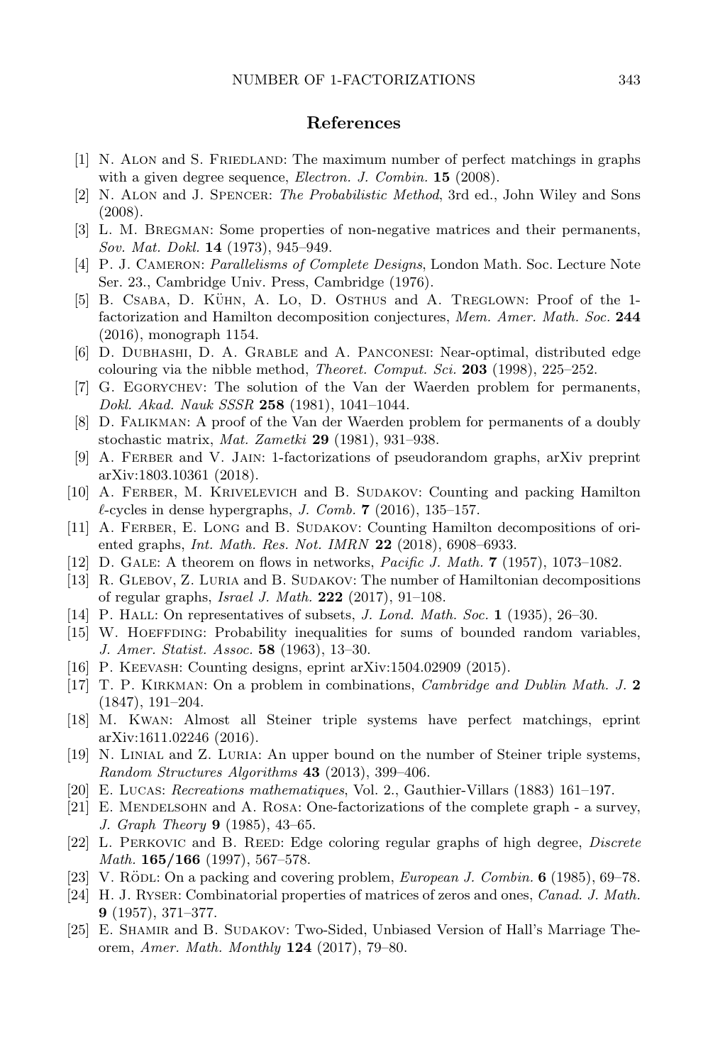## References

[1] N. Alon and S. Friedland: The maximum number of perfect matchings in graphs with a given degree sequence, *Electron. J. Combin.* **15** (2008).

[2] N. Alon and J. Spencer: *The Probabilistic Method*, 3rd ed., John Wiley and Sons (2008).

[3] L. M. Bregman: Some properties of non-negative matrices and their permanents, *Sov. Mat. Dokl.* **14** (1973), 945–949.

[4] P. J. Cameron: *Parallelisms of Complete Designs*, London Math. Soc. Lecture Note Ser. 23., Cambridge Univ. Press, Cambridge (1976).

[5] B. Csaba, D. Kühn, A. Lo, D. Osthus and A. Treglown: Proof of the 1-factorization and Hamilton decomposition conjectures, *Mem. Amer. Math. Soc.* **244** (2016), monograph 1154.

[6] D. Dubhashi, D. A. Grable and A. Panconesi: Near-optimal, distributed edge colouring via the nibble method, *Theoret. Comput. Sci.* **203** (1998), 225–252.

[7] G. Egorychev: The solution of the Van der Waerden problem for permanents, *Dokl. Akad. Nauk SSSR* **258** (1981), 1041–1044.

[8] D. Falikman: A proof of the Van der Waerden problem for permanents of a doubly stochastic matrix, *Mat. Zametki* **29** (1981), 931–938.

[9] A. Ferber and V. Jain: 1-factorizations of pseudorandom graphs, arXiv preprint arXiv:1803.10361 (2018).

[10] A. Ferber, M. Krivelevich and B. Sudakov: Counting and packing Hamilton $\ell$-cycles in dense hypergraphs, *J. Comb.* **7** (2016), 135–157.

[11] A. Ferber, E. Long and B. Sudakov: Counting Hamilton decompositions of oriented graphs, *Int. Math. Res. Not. IMRN* **22** (2018), 6908–6933.

[12] D. Gale: A theorem on flows in networks, *Pacific J. Math.* **7** (1957), 1073–1082.

[13] R. Glebov, Z. Luria and B. Sudakov: The number of Hamiltonian decompositions of regular graphs, *Israel J. Math.* **222** (2017), 91–108.

[14] P. Hall: On representatives of subsets, *J. Lond. Math. Soc.* **1** (1935), 26–30.

[15] W. Hoeffding: Probability inequalities for sums of bounded random variables, *J. Amer. Statist. Assoc.* **58** (1963), 13–30.

[16] P. Keevash: Counting designs, eprint arXiv:1504.02909 (2015).

[17] T. P. Kirkman: On a problem in combinations, *Cambridge and Dublin Math. J.* **2** (1847), 191–204.

[18] M. Kwan: Almost all Steiner triple systems have perfect matchings, eprint arXiv:1611.02246 (2016).

[19] N. Linial and Z. Luria: An upper bound on the number of Steiner triple systems, *Random Structures Algorithms* **43** (2013), 399–406.

[20] E. Lucas: *Recreations mathematiques*, Vol. 2., Gauthier-Villars (1883) 161–197.

[21] E. Mendelsohn and A. Rosa: One-factorizations of the complete graph - a survey, *J. Graph Theory* **9** (1985), 43–65.

[22] L. Perkovic and B. Reed: Edge coloring regular graphs of high degree, *Discrete Math.* **165/166** (1997), 567–578.

[23] V. Rödl: On a packing and covering problem, *European J. Combin.* **6** (1985), 69–78.

[24] H. J. Ryser: Combinatorial properties of matrices of zeros and ones, *Canad. J. Math.* **9** (1957), 371–377.

[25] E. Shamir and B. Sudakov: Two-Sided, Unbiased Version of Hall's Marriage Theorem, *Amer. Math. Monthly* **124** (2017), 79–80.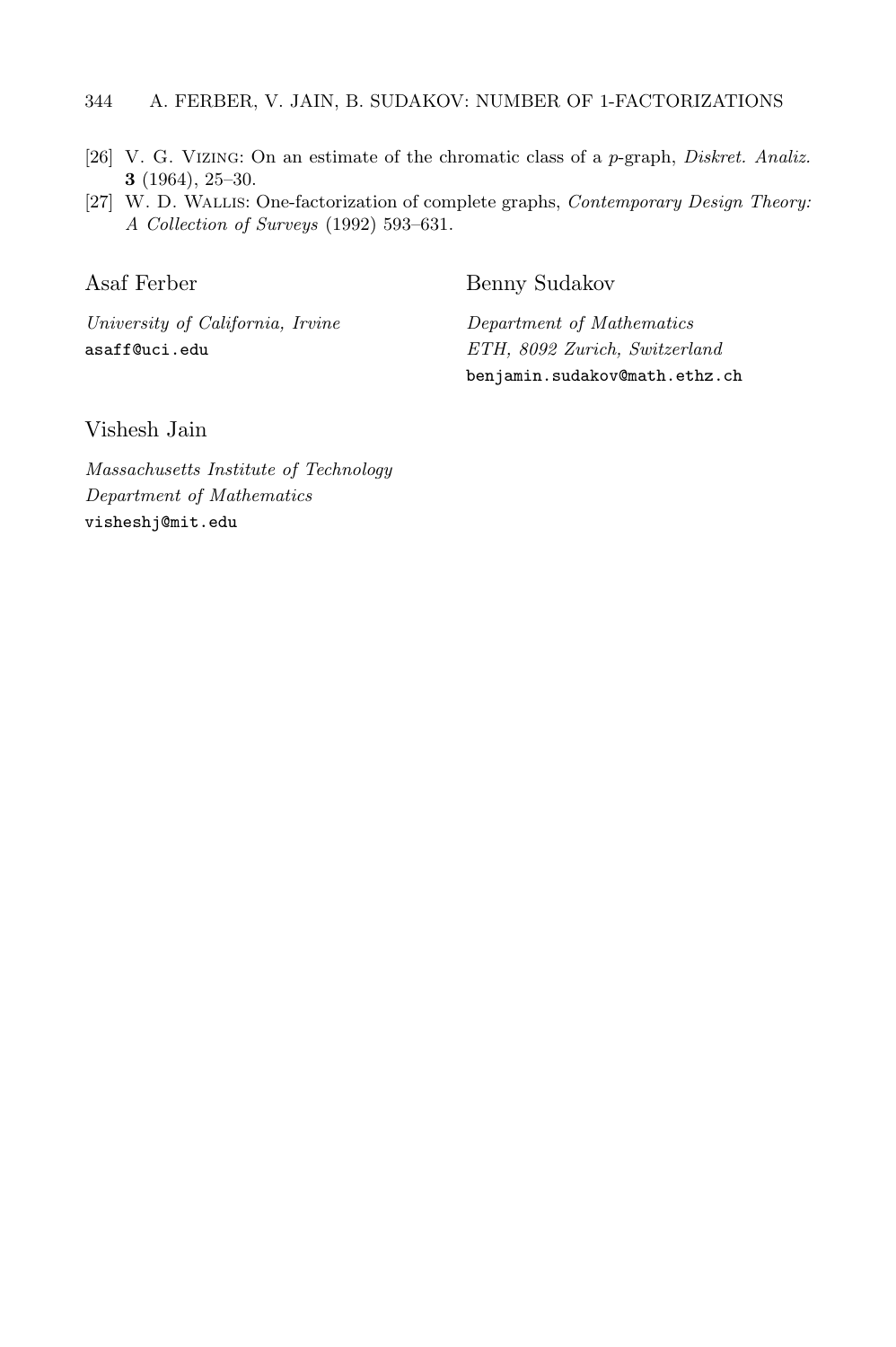[26] V. G. Vizing: On an estimate of the chromatic class of a $p$-graph, *Diskret. Analiz.* **3** (1964), 25–30.

[27] W. D. Wallis: One-factorization of complete graphs, *Contemporary Design Theory: A Collection of Surveys* (1992) 593–631.

Asaf Ferber

*University of California, Irvine*
asaff@uci.edu

Benny Sudakov

*Department of Mathematics*
*ETH, 8092 Zurich, Switzerland*
benjamin.sudakov@math.ethz.ch

Vishesh Jain

*Massachusetts Institute of Technology*
*Department of Mathematics*
visheshj@mit.edu